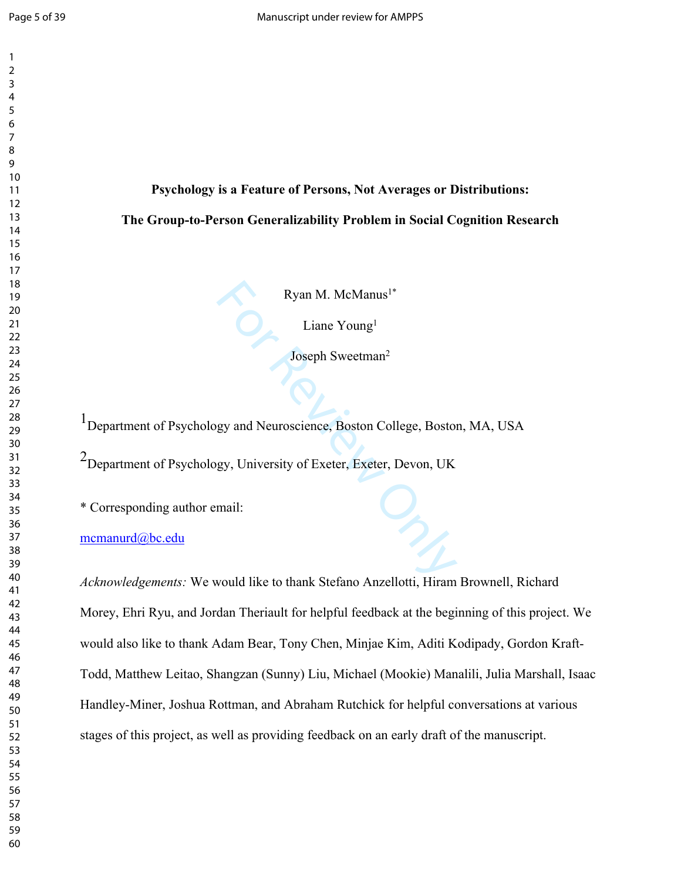# Psychology is a Feature of Persons, Not Averages or Distributions:

# The Group-to-Person Generalizability Problem in Social Cognition Research

Ryan M. McManus[1*]

Liane Young[1]

Joseph Sweetman[2]

[1]Department of Psychology and Neuroscience, Boston College, Boston, MA, USA

[2]Department of Psychology, University of Exeter, Exeter, Devon, UK

* Corresponding author email:

mcmanurd@bc.edu

*Acknowledgements:* We would like to thank Stefano Anzellotti, Hiram Brownell, Richard Morey, Ehri Ryu, and Jordan Theriault for helpful feedback at the beginning of this project. We would also like to thank Adam Bear, Tony Chen, Minjae Kim, Aditi Kodipady, Gordon Kraft-Todd, Matthew Leitao, Shangzan (Sunny) Liu, Michael (Mookie) Manalili, Julia Marshall, Isaac Handley-Miner, Joshua Rottman, and Abraham Rutchick for helpful conversations at various stages of this project, as well as providing feedback on an early draft of the manuscript.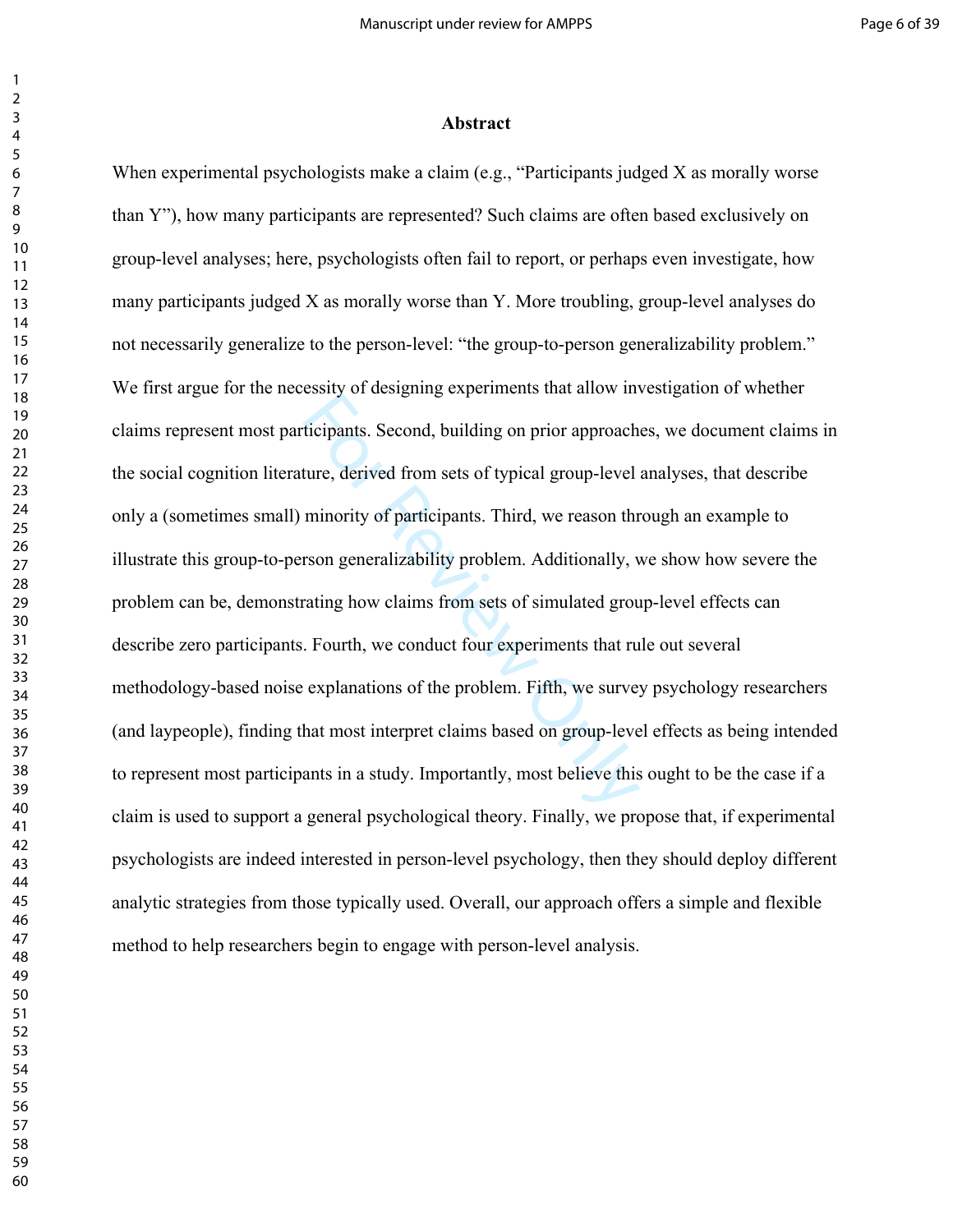## Abstract

When experimental psychologists make a claim (e.g., "Participants judged X as morally worse than Y"), how many participants are represented? Such claims are often based exclusively on group-level analyses; here, psychologists often fail to report, or perhaps even investigate, how many participants judged X as morally worse than Y. More troubling, group-level analyses do not necessarily generalize to the person-level: "the group-to-person generalizability problem." We first argue for the necessity of designing experiments that allow investigation of whether claims represent most participants. Second, building on prior approaches, we document claims in the social cognition literature, derived from sets of typical group-level analyses, that describe only a (sometimes small) minority of participants. Third, we reason through an example to illustrate this group-to-person generalizability problem. Additionally, we show how severe the problem can be, demonstrating how claims from sets of simulated group-level effects can describe zero participants. Fourth, we conduct four experiments that rule out several methodology-based noise explanations of the problem. Fifth, we survey psychology researchers (and laypeople), finding that most interpret claims based on group-level effects as being intended to represent most participants in a study. Importantly, most believe this ought to be the case if a claim is used to support a general psychological theory. Finally, we propose that, if experimental psychologists are indeed interested in person-level psychology, then they should deploy different analytic strategies from those typically used. Overall, our approach offers a simple and flexible method to help researchers begin to engage with person-level analysis.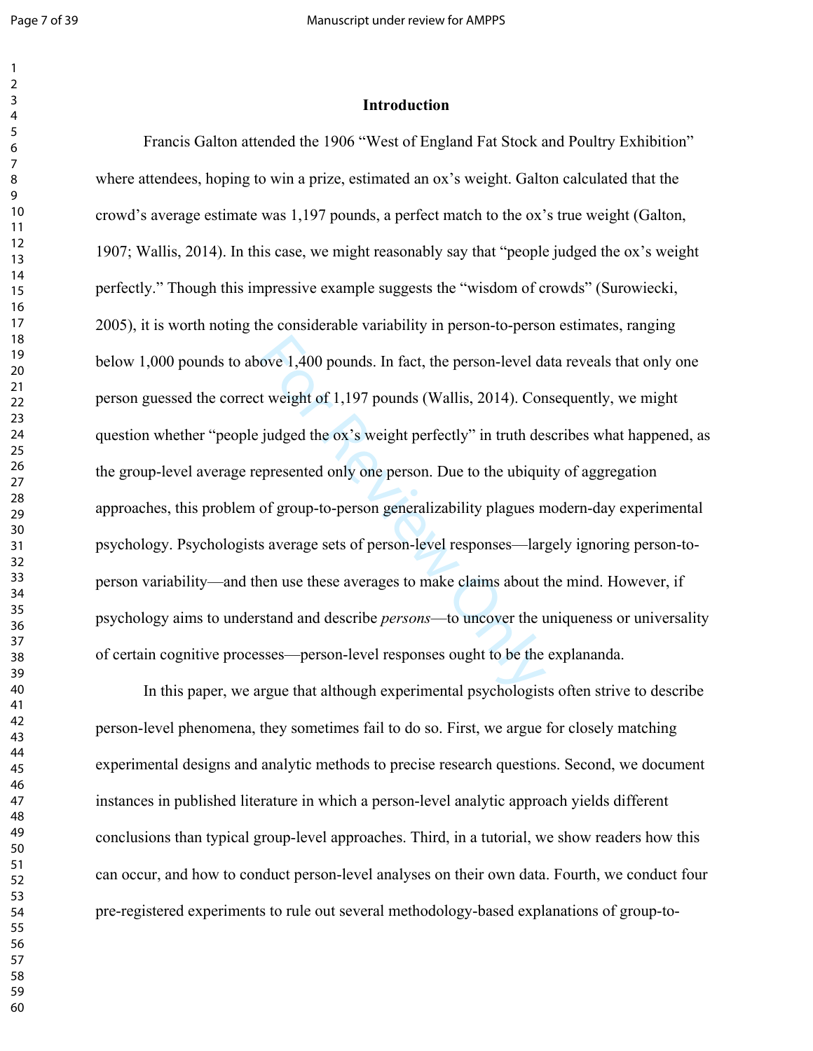## Introduction

Francis Galton attended the 1906 "West of England Fat Stock and Poultry Exhibition" where attendees, hoping to win a prize, estimated an ox's weight. Galton calculated that the crowd's average estimate was 1,197 pounds, a perfect match to the ox's true weight (Galton, 1907; Wallis, 2014). In this case, we might reasonably say that "people judged the ox's weight perfectly." Though this impressive example suggests the "wisdom of crowds" (Surowiecki, 2005), it is worth noting the considerable variability in person-to-person estimates, ranging below 1,000 pounds to above 1,400 pounds. In fact, the person-level data reveals that only one person guessed the correct weight of 1,197 pounds (Wallis, 2014). Consequently, we might question whether "people judged the ox's weight perfectly" in truth describes what happened, as the group-level average represented only one person. Due to the ubiquity of aggregation approaches, this problem of group-to-person generalizability plagues modern-day experimental psychology. Psychologists average sets of person-level responses—largely ignoring person-to-person variability—and then use these averages to make claims about the mind. However, if psychology aims to understand and describe *persons*—to uncover the uniqueness or universality of certain cognitive processes—person-level responses ought to be the explananda.

In this paper, we argue that although experimental psychologists often strive to describe person-level phenomena, they sometimes fail to do so. First, we argue for closely matching experimental designs and analytic methods to precise research questions. Second, we document instances in published literature in which a person-level analytic approach yields different conclusions than typical group-level approaches. Third, in a tutorial, we show readers how this can occur, and how to conduct person-level analyses on their own data. Fourth, we conduct four pre-registered experiments to rule out several methodology-based explanations of group-to-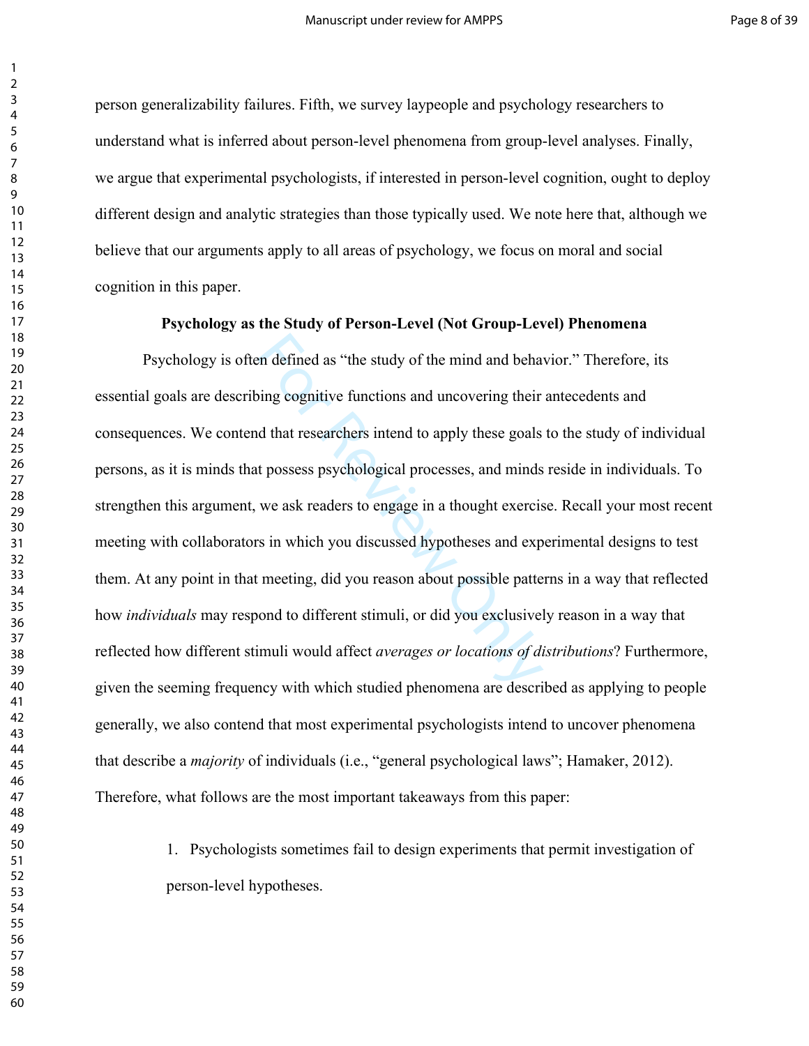person generalizability failures. Fifth, we survey laypeople and psychology researchers to understand what is inferred about person-level phenomena from group-level analyses. Finally, we argue that experimental psychologists, if interested in person-level cognition, ought to deploy different design and analytic strategies than those typically used. We note here that, although we believe that our arguments apply to all areas of psychology, we focus on moral and social cognition in this paper.

## Psychology as the Study of Person-Level (Not Group-Level) Phenomena

Psychology is often defined as "the study of the mind and behavior." Therefore, its essential goals are describing cognitive functions and uncovering their antecedents and consequences. We contend that researchers intend to apply these goals to the study of individual persons, as it is minds that possess psychological processes, and minds reside in individuals. To strengthen this argument, we ask readers to engage in a thought exercise. Recall your most recent meeting with collaborators in which you discussed hypotheses and experimental designs to test them. At any point in that meeting, did you reason about possible patterns in a way that reflected how *individuals* may respond to different stimuli, or did you exclusively reason in a way that reflected how different stimuli would affect *averages or locations of distributions*? Furthermore, given the seeming frequency with which studied phenomena are described as applying to people generally, we also contend that most experimental psychologists intend to uncover phenomena that describe a *majority* of individuals (i.e., "general psychological laws"; Hamaker, 2012). Therefore, what follows are the most important takeaways from this paper:

1. Psychologists sometimes fail to design experiments that permit investigation of person-level hypotheses.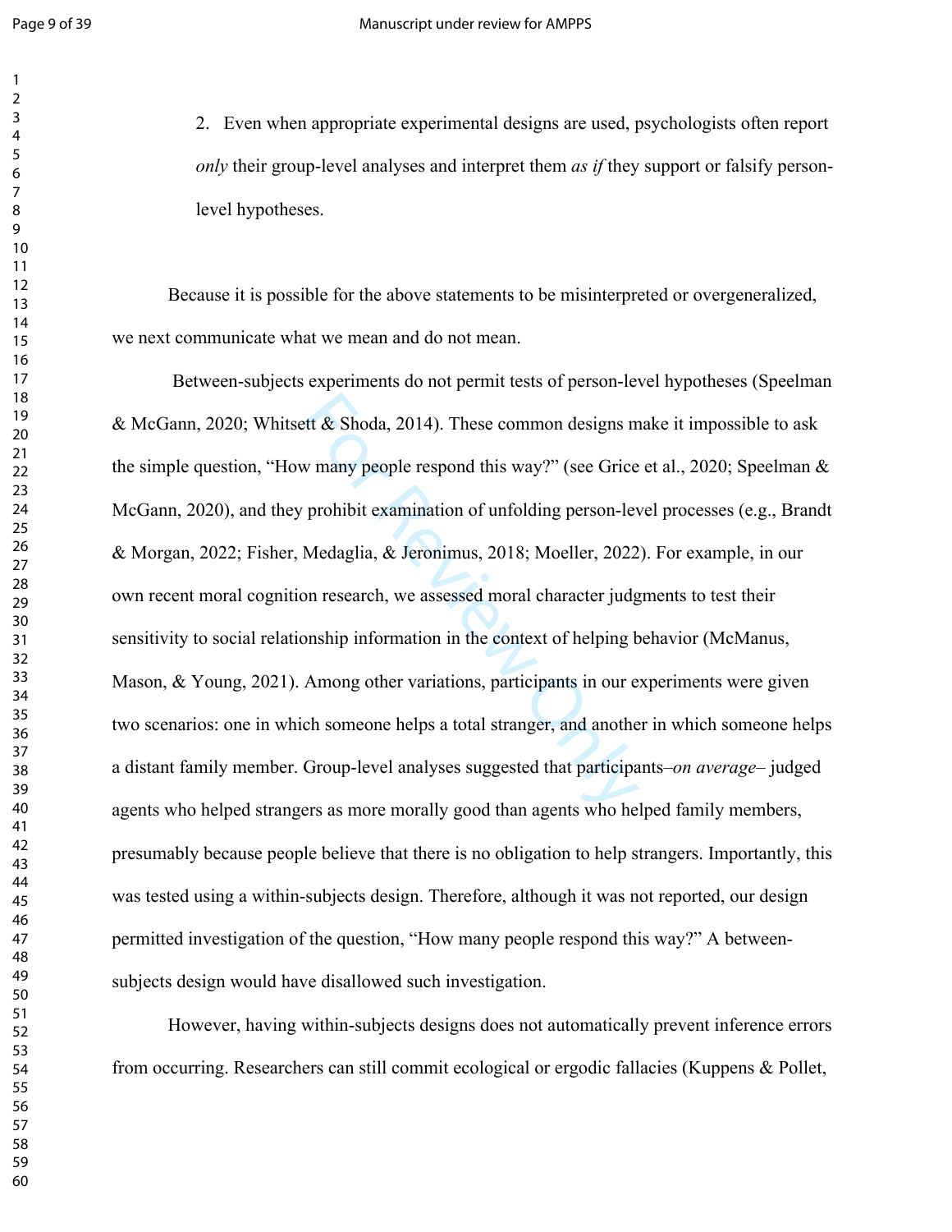2. Even when appropriate experimental designs are used, psychologists often report *only* their group-level analyses and interpret them *as if* they support or falsify person-level hypotheses.

Because it is possible for the above statements to be misinterpreted or overgeneralized, we next communicate what we mean and do not mean.

Between-subjects experiments do not permit tests of person-level hypotheses (Speelman & McGann, 2020; Whitsett & Shoda, 2014). These common designs make it impossible to ask the simple question, "How many people respond this way?" (see Grice et al., 2020; Speelman & McGann, 2020), and they prohibit examination of unfolding person-level processes (e.g., Brandt & Morgan, 2022; Fisher, Medaglia, & Jeronimus, 2018; Moeller, 2022). For example, in our own recent moral cognition research, we assessed moral character judgments to test their sensitivity to social relationship information in the context of helping behavior (McManus, Mason, & Young, 2021). Among other variations, participants in our experiments were given two scenarios: one in which someone helps a total stranger, and another in which someone helps a distant family member. Group-level analyses suggested that participants–*on average*– judged agents who helped strangers as more morally good than agents who helped family members, presumably because people believe that there is no obligation to help strangers. Importantly, this was tested using a within-subjects design. Therefore, although it was not reported, our design permitted investigation of the question, "How many people respond this way?" A between-subjects design would have disallowed such investigation.

However, having within-subjects designs does not automatically prevent inference errors from occurring. Researchers can still commit ecological or ergodic fallacies (Kuppens & Pollet,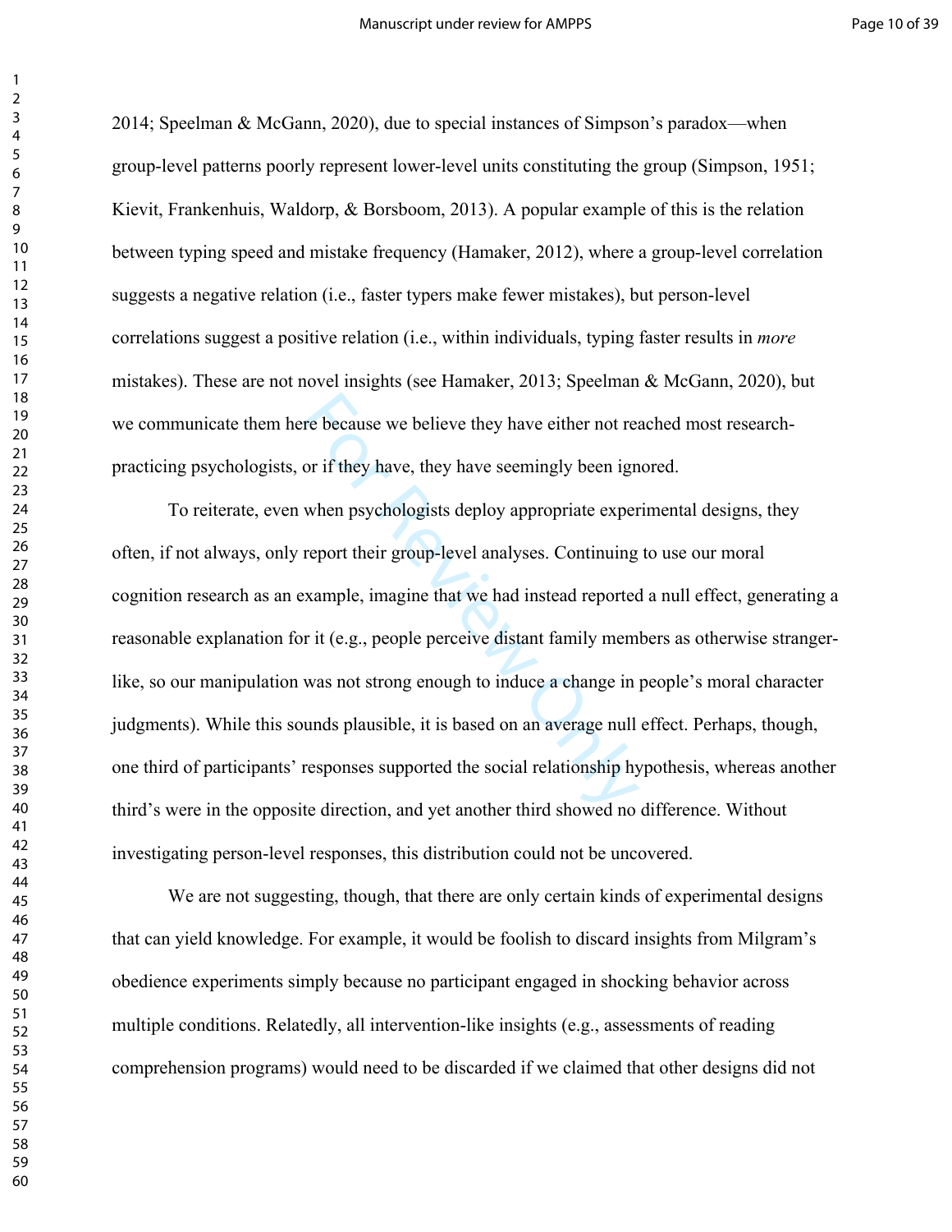2014; Speelman & McGann, 2020), due to special instances of Simpson's paradox—when group-level patterns poorly represent lower-level units constituting the group (Simpson, 1951; Kievit, Frankenhuis, Waldorp, & Borsboom, 2013). A popular example of this is the relation between typing speed and mistake frequency (Hamaker, 2012), where a group-level correlation suggests a negative relation (i.e., faster typers make fewer mistakes), but person-level correlations suggest a positive relation (i.e., within individuals, typing faster results in *more* mistakes). These are not novel insights (see Hamaker, 2013; Speelman & McGann, 2020), but we communicate them here because we believe they have either not reached most research-practicing psychologists, or if they have, they have seemingly been ignored.

To reiterate, even when psychologists deploy appropriate experimental designs, they often, if not always, only report their group-level analyses. Continuing to use our moral cognition research as an example, imagine that we had instead reported a null effect, generating a reasonable explanation for it (e.g., people perceive distant family members as otherwise stranger-like, so our manipulation was not strong enough to induce a change in people's moral character judgments). While this sounds plausible, it is based on an average null effect. Perhaps, though, one third of participants' responses supported the social relationship hypothesis, whereas another third's were in the opposite direction, and yet another third showed no difference. Without investigating person-level responses, this distribution could not be uncovered.

We are not suggesting, though, that there are only certain kinds of experimental designs that can yield knowledge. For example, it would be foolish to discard insights from Milgram's obedience experiments simply because no participant engaged in shocking behavior across multiple conditions. Relatedly, all intervention-like insights (e.g., assessments of reading comprehension programs) would need to be discarded if we claimed that other designs did not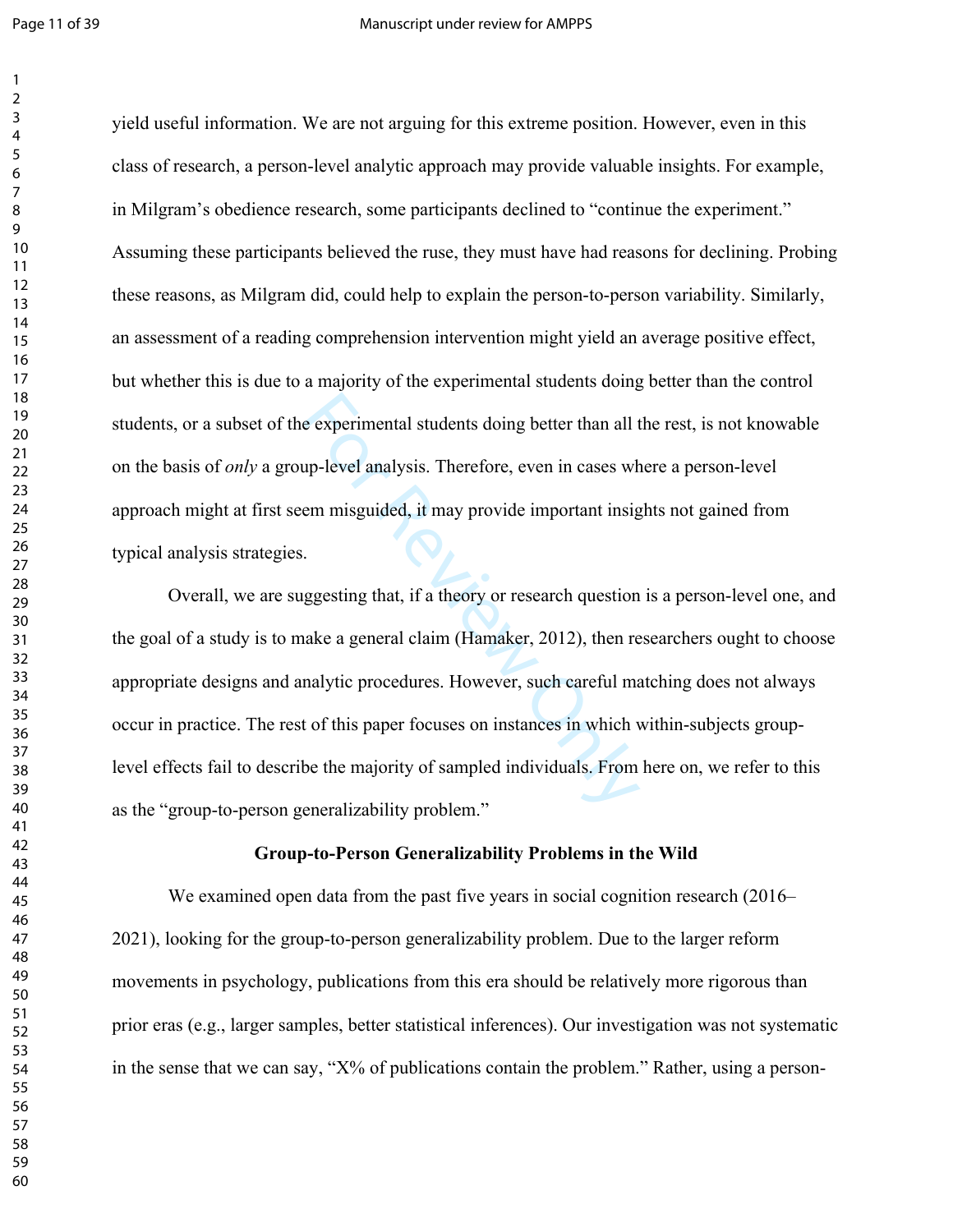yield useful information. We are not arguing for this extreme position. However, even in this class of research, a person-level analytic approach may provide valuable insights. For example, in Milgram's obedience research, some participants declined to "continue the experiment." Assuming these participants believed the ruse, they must have had reasons for declining. Probing these reasons, as Milgram did, could help to explain the person-to-person variability. Similarly, an assessment of a reading comprehension intervention might yield an average positive effect, but whether this is due to a majority of the experimental students doing better than the control students, or a subset of the experimental students doing better than all the rest, is not knowable on the basis of *only* a group-level analysis. Therefore, even in cases where a person-level approach might at first seem misguided, it may provide important insights not gained from typical analysis strategies.

Overall, we are suggesting that, if a theory or research question is a person-level one, and the goal of a study is to make a general claim (Hamaker, 2012), then researchers ought to choose appropriate designs and analytic procedures. However, such careful matching does not always occur in practice. The rest of this paper focuses on instances in which within-subjects group-level effects fail to describe the majority of sampled individuals. From here on, we refer to this as the "group-to-person generalizability problem."

## Group-to-Person Generalizability Problems in the Wild

We examined open data from the past five years in social cognition research (2016–2021), looking for the group-to-person generalizability problem. Due to the larger reform movements in psychology, publications from this era should be relatively more rigorous than prior eras (e.g., larger samples, better statistical inferences). Our investigation was not systematic in the sense that we can say, "X% of publications contain the problem." Rather, using a person-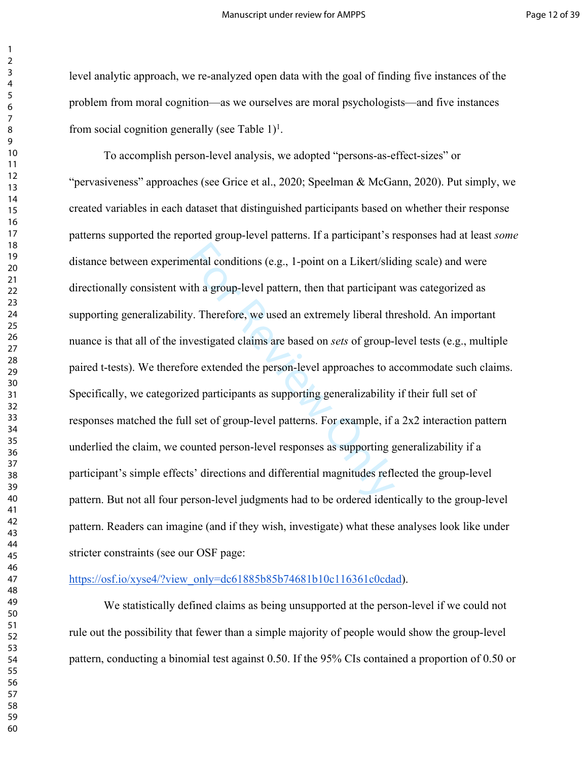level analytic approach, we re-analyzed open data with the goal of finding five instances of the problem from moral cognition—as we ourselves are moral psychologists—and five instances from social cognition generally (see Table 1)[1].

To accomplish person-level analysis, we adopted "persons-as-effect-sizes" or "pervasiveness" approaches (see Grice et al., 2020; Speelman & McGann, 2020). Put simply, we created variables in each dataset that distinguished participants based on whether their response patterns supported the reported group-level patterns. If a participant's responses had at least *some* distance between experimental conditions (e.g., 1-point on a Likert/sliding scale) and were directionally consistent with a group-level pattern, then that participant was categorized as supporting generalizability. Therefore, we used an extremely liberal threshold. An important nuance is that all of the investigated claims are based on *sets* of group-level tests (e.g., multiple paired t-tests). We therefore extended the person-level approaches to accommodate such claims. Specifically, we categorized participants as supporting generalizability if their full set of responses matched the full set of group-level patterns. For example, if a 2x2 interaction pattern underlied the claim, we counted person-level responses as supporting generalizability if a participant's simple effects' directions and differential magnitudes reflected the group-level pattern. But not all four person-level judgments had to be ordered identically to the group-level pattern. Readers can imagine (and if they wish, investigate) what these analyses look like under stricter constraints (see our OSF page: https://osf.io/xyse4/?view_only=dc61885b85b74681b10c116361c0cdad).

We statistically defined claims as being unsupported at the person-level if we could not rule out the possibility that fewer than a simple majority of people would show the group-level pattern, conducting a binomial test against 0.50. If the 95% CIs contained a proportion of 0.50 or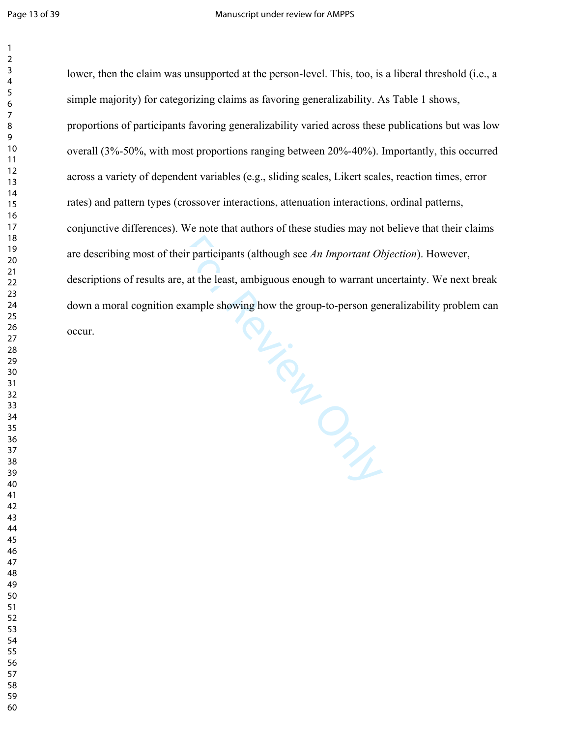lower, then the claim was unsupported at the person-level. This, too, is a liberal threshold (i.e., a simple majority) for categorizing claims as favoring generalizability. As Table 1 shows, proportions of participants favoring generalizability varied across these publications but was low overall (3%-50%, with most proportions ranging between 20%-40%). Importantly, this occurred across a variety of dependent variables (e.g., sliding scales, Likert scales, reaction times, error rates) and pattern types (crossover interactions, attenuation interactions, ordinal patterns, conjunctive differences). We note that authors of these studies may not believe that their claims are describing most of their participants (although see *An Important Objection*). However, descriptions of results are, at the least, ambiguous enough to warrant uncertainty. We next break down a moral cognition example showing how the group-to-person generalizability problem can occur.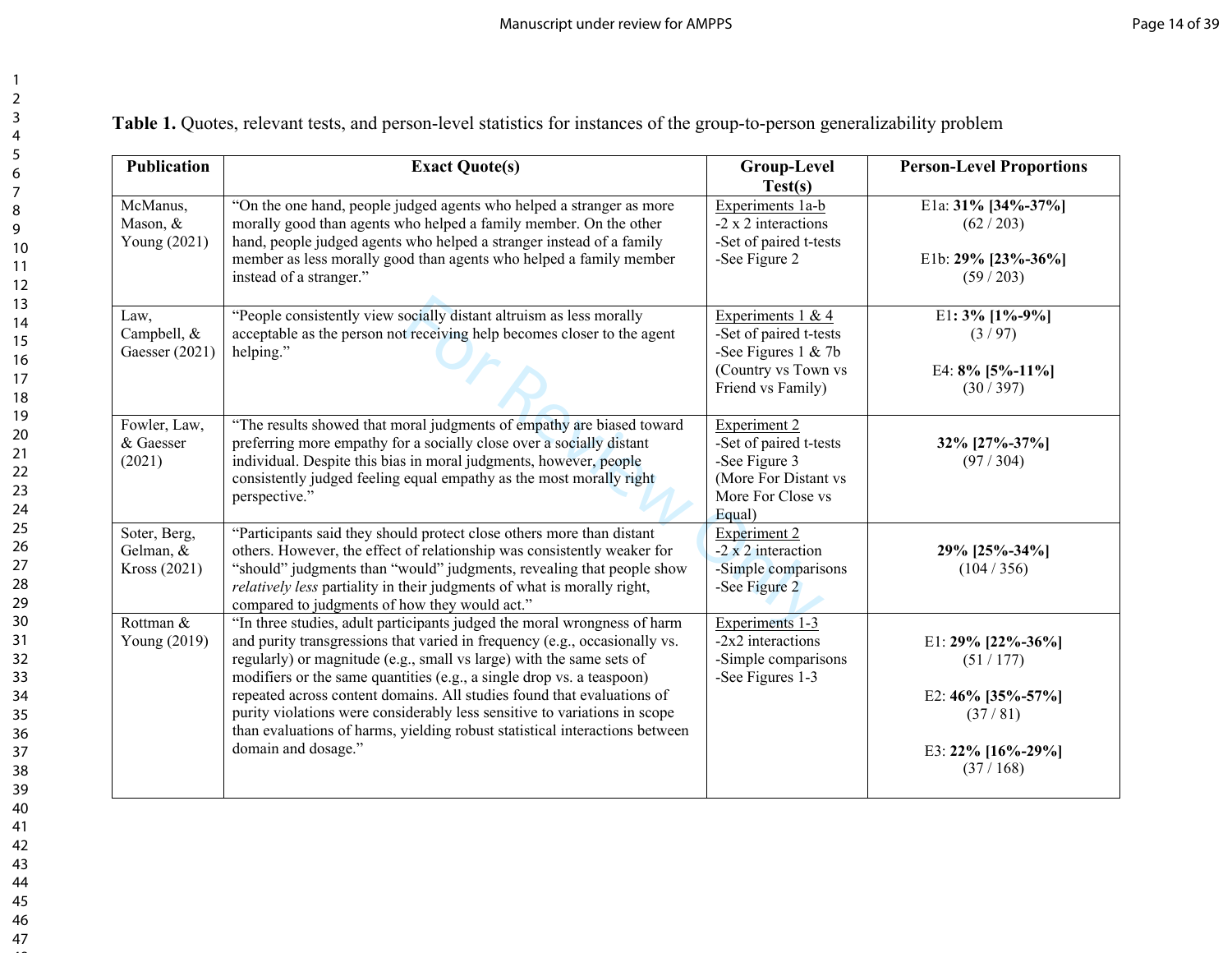**Table 1.** Quotes, relevant tests, and person-level statistics for instances of the group-to-person generalizability problem

| Publication | Exact Quote(s) | Group-Level Test(s) | Person-Level Proportions |
|---|---|---|---|
| McManus, Mason, & Young (2021) | "On the one hand, people judged agents who helped a stranger as more morally good than agents who helped a family member. On the other hand, people judged agents who helped a stranger instead of a family member as less morally good than agents who helped a family member instead of a stranger." | Experiments 1a-b<br>-2 x 2 interactions<br>-Set of paired t-tests<br>-See Figure 2 | E1a: **31% [34%-37%]**<br>(62 / 203)<br><br>E1b: **29% [23%-36%]**<br>(59 / 203) |
| Law, Campbell, & Gaesser (2021) | "People consistently view socially distant altruism as less morally acceptable as the person not receiving help becomes closer to the agent helping." | Experiments 1 & 4<br>-Set of paired t-tests<br>-See Figures 1 & 7b (Country vs Town vs Friend vs Family) | E1**: 3% [1%-9%]**<br>(3 / 97)<br><br>E4: **8% [5%-11%]**<br>(30 / 397) |
| Fowler, Law, & Gaesser (2021) | "The results showed that moral judgments of empathy are biased toward preferring more empathy for a socially close over a socially distant individual. Despite this bias in moral judgments, however, people consistently judged feeling equal empathy as the most morally right perspective." | Experiment 2<br>-Set of paired t-tests<br>-See Figure 3<br>(More For Distant vs More For Close vs Equal) | **32% [27%-37%]**<br>(97 / 304) |
| Soter, Berg, Gelman, & Kross (2021) | "Participants said they should protect close others more than distant others. However, the effect of relationship was consistently weaker for "should" judgments than "would" judgments, revealing that people show *relatively less* partiality in their judgments of what is morally right, compared to judgments of how they would act." | Experiment 2<br>-2 x 2 interaction<br>-Simple comparisons<br>-See Figure 2 | **29% [25%-34%]**<br>(104 / 356) |
| Rottman & Young (2019) | "In three studies, adult participants judged the moral wrongness of harm and purity transgressions that varied in frequency (e.g., occasionally vs. regularly) or magnitude (e.g., small vs large) with the same sets of modifiers or the same quantities (e.g., a single drop vs. a teaspoon) repeated across content domains. All studies found that evaluations of purity violations were considerably less sensitive to variations in scope than evaluations of harms, yielding robust statistical interactions between domain and dosage." | Experiments 1-3<br>-2x2 interactions<br>-Simple comparisons<br>-See Figures 1-3 | E1: **29% [22%-36%]**<br>(51 / 177)<br><br>E2: **46% [35%-57%]**<br>(37 / 81)<br><br>E3: **22% [16%-29%]**<br>(37 / 168) |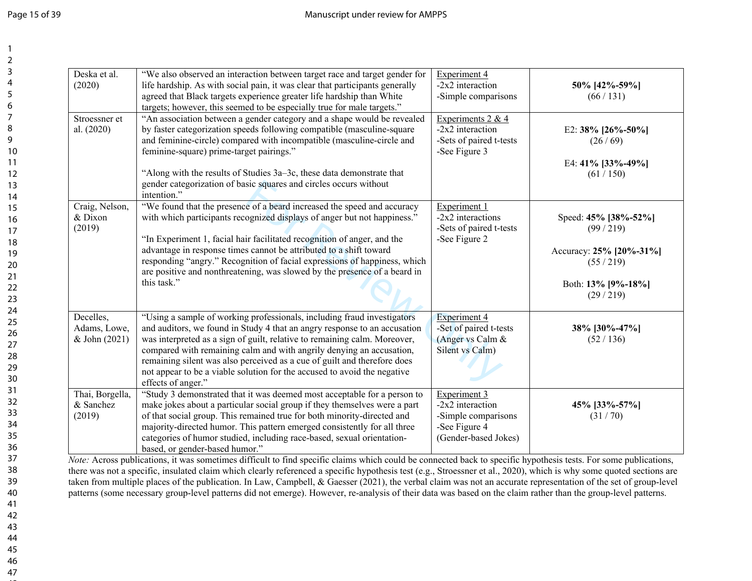| | | | |
|---|---|---|---|
| Deska et al. (2020) | "We also observed an interaction between target race and target gender for life hardship. As with social pain, it was clear that participants generally agreed that Black targets experience greater life hardship than White targets; however, this seemed to be especially true for male targets." | Experiment 4<br>-2x2 interaction<br>-Simple comparisons | **50% [42%-59%]**<br>(66 / 131) |
| Stroessner et al. (2020) | "An association between a gender category and a shape would be revealed by faster categorization speeds following compatible (masculine-square and feminine-circle) compared with incompatible (masculine-circle and feminine-square) prime-target pairings."<br><br>"Along with the results of Studies 3a–3c, these data demonstrate that gender categorization of basic squares and circles occurs without intention." | Experiments 2 & 4<br>-2x2 interaction<br>-Sets of paired t-tests<br>-See Figure 3 | E2: **38% [26%-50%]**<br>(26 / 69)<br><br>E4: **41% [33%-49%]**<br>(61 / 150) |
| Craig, Nelson, & Dixon (2019) | "We found that the presence of a beard increased the speed and accuracy with which participants recognized displays of anger but not happiness."<br><br>"In Experiment 1, facial hair facilitated recognition of anger, and the advantage in response times cannot be attributed to a shift toward responding "angry." Recognition of facial expressions of happiness, which are positive and nonthreatening, was slowed by the presence of a beard in this task." | Experiment 1<br>-2x2 interactions<br>-Sets of paired t-tests<br>-See Figure 2 | Speed: **45% [38%-52%]**<br>(99 / 219)<br><br>Accuracy: **25% [20%-31%]**<br>(55 / 219)<br><br>Both: **13% [9%-18%]**<br>(29 / 219) |
| Decelles, Adams, Lowe, & John (2021) | "Using a sample of working professionals, including fraud investigators and auditors, we found in Study 4 that an angry response to an accusation was interpreted as a sign of guilt, relative to remaining calm. Moreover, compared with remaining calm and with angrily denying an accusation, remaining silent was also perceived as a cue of guilt and therefore does not appear to be a viable solution for the accused to avoid the negative effects of anger." | Experiment 4<br>-Set of paired t-tests (Anger vs Calm & Silent vs Calm) | **38% [30%-47%]**<br>(52 / 136) |
| Thai, Borgella, & Sanchez (2019) | "Study 3 demonstrated that it was deemed most acceptable for a person to make jokes about a particular social group if they themselves were a part of that social group. This remained true for both minority-directed and majority-directed humor. This pattern emerged consistently for all three categories of humor studied, including race-based, sexual orientation-based, or gender-based humor." | Experiment 3<br>-2x2 interaction<br>-Simple comparisons<br>-See Figure 4 (Gender-based Jokes) | **45% [33%-57%]**<br>(31 / 70) |

*Note:* Across publications, it was sometimes difficult to find specific claims which could be connected back to specific hypothesis tests. For some publications, there was not a specific, insulated claim which clearly referenced a specific hypothesis test (e.g., Stroessner et al., 2020), which is why some quoted sections are taken from multiple places of the publication. In Law, Campbell, & Gaesser (2021), the verbal claim was not an accurate representation of the set of group-level patterns (some necessary group-level patterns did not emerge). However, re-analysis of their data was based on the claim rather than the group-level patterns.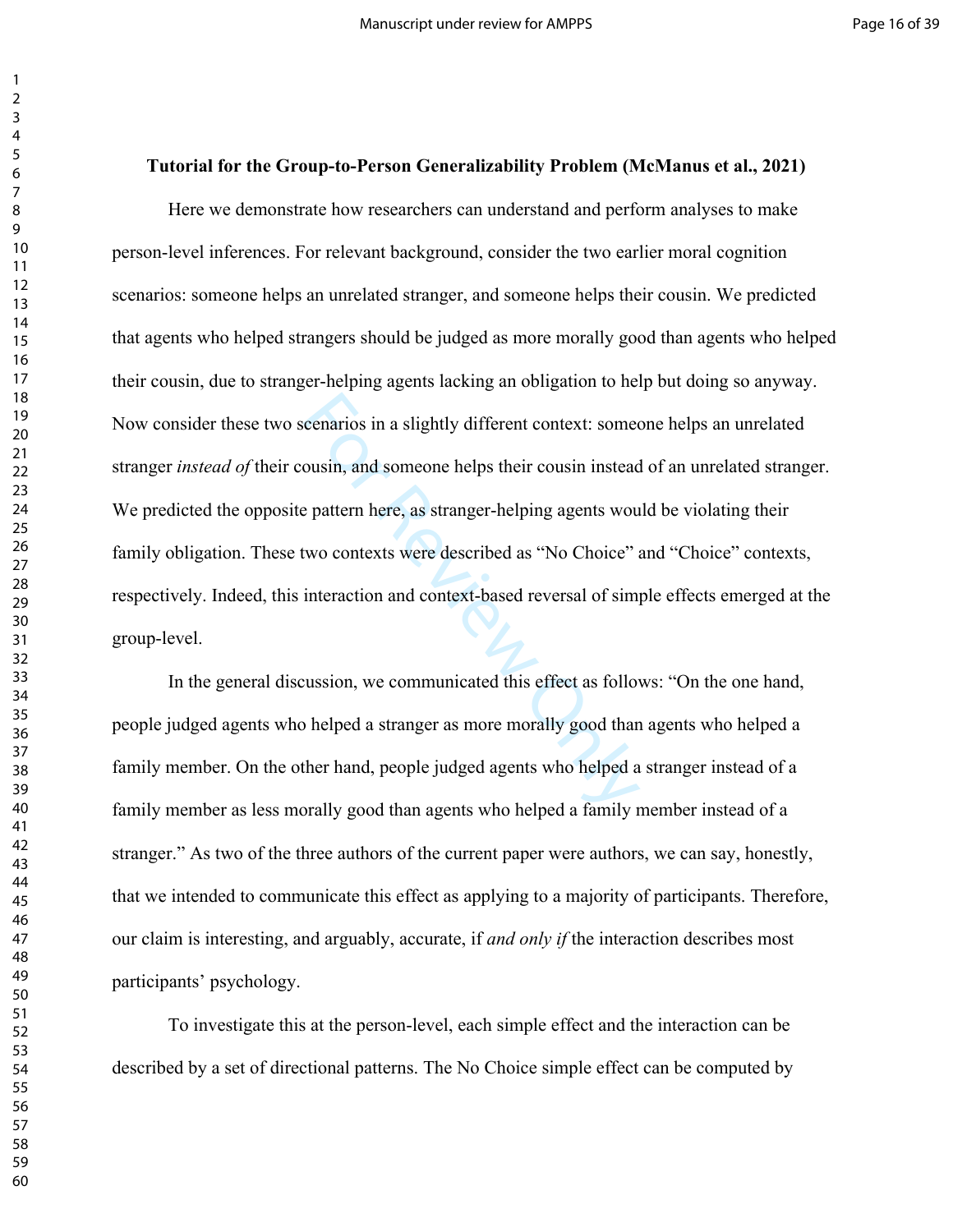**Tutorial for the Group-to-Person Generalizability Problem (McManus et al., 2021)**

Here we demonstrate how researchers can understand and perform analyses to make person-level inferences. For relevant background, consider the two earlier moral cognition scenarios: someone helps an unrelated stranger, and someone helps their cousin. We predicted that agents who helped strangers should be judged as more morally good than agents who helped their cousin, due to stranger-helping agents lacking an obligation to help but doing so anyway. Now consider these two scenarios in a slightly different context: someone helps an unrelated stranger *instead of* their cousin, and someone helps their cousin instead of an unrelated stranger. We predicted the opposite pattern here, as stranger-helping agents would be violating their family obligation. These two contexts were described as "No Choice" and "Choice" contexts, respectively. Indeed, this interaction and context-based reversal of simple effects emerged at the group-level.

In the general discussion, we communicated this effect as follows: "On the one hand, people judged agents who helped a stranger as more morally good than agents who helped a family member. On the other hand, people judged agents who helped a stranger instead of a family member as less morally good than agents who helped a family member instead of a stranger." As two of the three authors of the current paper were authors, we can say, honestly, that we intended to communicate this effect as applying to a majority of participants. Therefore, our claim is interesting, and arguably, accurate, if *and only if* the interaction describes most participants' psychology.

To investigate this at the person-level, each simple effect and the interaction can be described by a set of directional patterns. The No Choice simple effect can be computed by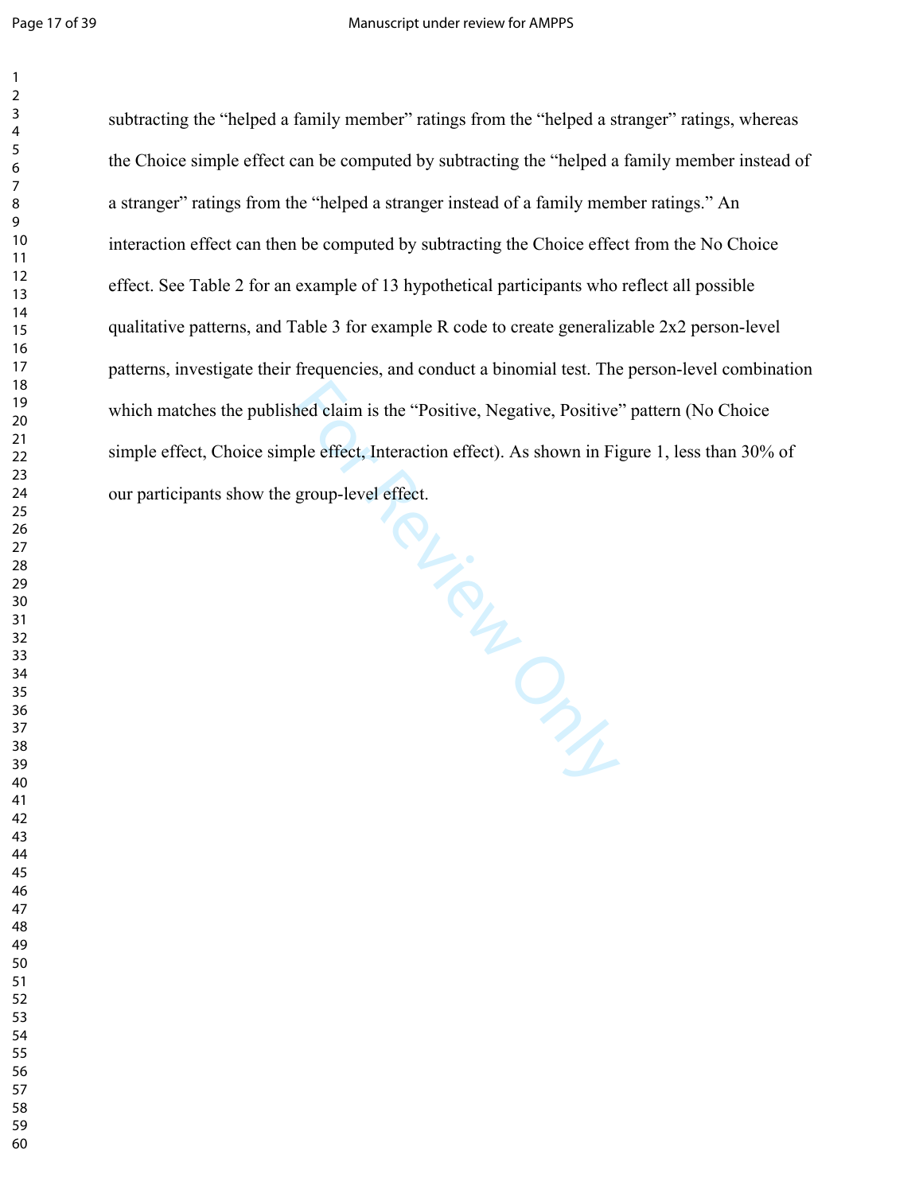subtracting the “helped a family member” ratings from the “helped a stranger” ratings, whereas the Choice simple effect can be computed by subtracting the “helped a family member instead of a stranger” ratings from the “helped a stranger instead of a family member ratings.” An interaction effect can then be computed by subtracting the Choice effect from the No Choice effect. See Table 2 for an example of 13 hypothetical participants who reflect all possible qualitative patterns, and Table 3 for example R code to create generalizable 2x2 person-level patterns, investigate their frequencies, and conduct a binomial test. The person-level combination which matches the published claim is the “Positive, Negative, Positive” pattern (No Choice simple effect, Choice simple effect, Interaction effect). As shown in Figure 1, less than 30% of our participants show the group-level effect.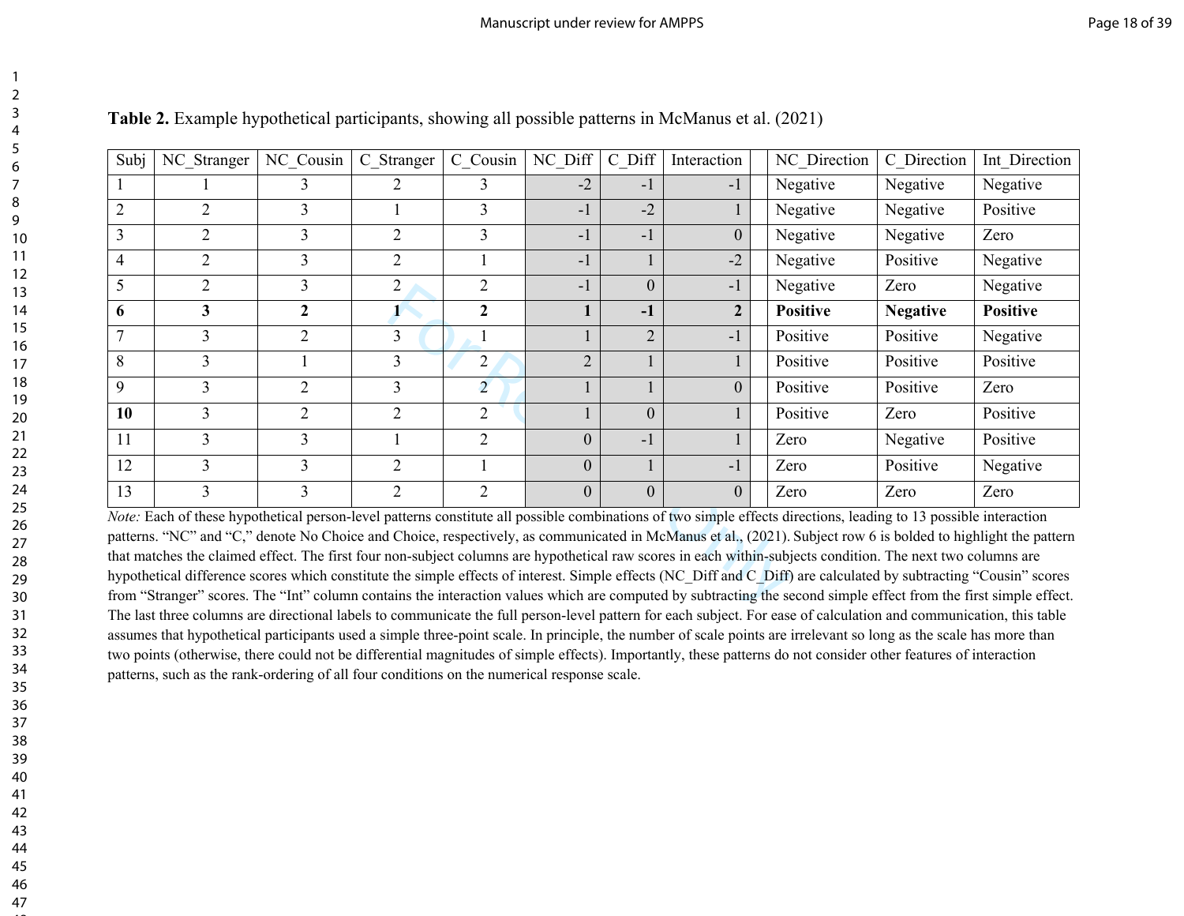**Table 2.** Example hypothetical participants, showing all possible patterns in McManus et al. (2021)

| Subj | NC_Stranger | NC_Cousin | C_Stranger | C_Cousin | NC_Diff | C_Diff | Interaction | | NC_Direction | C_Direction | Int_Direction |
|---|---|---|---|---|---|---|---|---|---|---|---|
| 1 | 1 | 3 | 2 | 3 | -2 | -1 | -1 | | Negative | Negative | Negative |
| 2 | 2 | 3 | 1 | 3 | -1 | -2 | 1 | | Negative | Negative | Positive |
| 3 | 2 | 3 | 2 | 3 | -1 | -1 | 0 | | Negative | Negative | Zero |
| 4 | 2 | 3 | 2 | 1 | -1 | 1 | -2 | | Negative | Positive | Negative |
| 5 | 2 | 3 | 2 | 2 | -1 | 0 | -1 | | Negative | Zero | Negative |
| **6** | **3** | **2** | **1** | **2** | **1** | **-1** | **2** | | **Positive** | **Negative** | **Positive** |
| 7 | 3 | 2 | 3 | 1 | 1 | 2 | -1 | | Positive | Positive | Negative |
| 8 | 3 | 1 | 3 | 2 | 2 | 1 | 1 | | Positive | Positive | Positive |
| 9 | 3 | 2 | 3 | 2 | 1 | 1 | 0 | | Positive | Positive | Zero |
| **10** | 3 | 2 | 2 | 2 | 1 | 0 | 1 | | Positive | Zero | Positive |
| 11 | 3 | 3 | 1 | 2 | 0 | -1 | 1 | | Zero | Negative | Positive |
| 12 | 3 | 3 | 2 | 1 | 0 | 1 | -1 | | Zero | Positive | Negative |
| 13 | 3 | 3 | 2 | 2 | 0 | 0 | 0 | | Zero | Zero | Zero |

*Note:* Each of these hypothetical person-level patterns constitute all possible combinations of two simple effects directions, leading to 13 possible interaction patterns. "NC" and "C," denote No Choice and Choice, respectively, as communicated in McManus et al., (2021). Subject row 6 is bolded to highlight the pattern that matches the claimed effect. The first four non-subject columns are hypothetical raw scores in each within-subjects condition. The next two columns are hypothetical difference scores which constitute the simple effects of interest. Simple effects (NC_Diff and C_Diff) are calculated by subtracting "Cousin" scores from "Stranger" scores. The "Int" column contains the interaction values which are computed by subtracting the second simple effect from the first simple effect. The last three columns are directional labels to communicate the full person-level pattern for each subject. For ease of calculation and communication, this table assumes that hypothetical participants used a simple three-point scale. In principle, the number of scale points are irrelevant so long as the scale has more than two points (otherwise, there could not be differential magnitudes of simple effects). Importantly, these patterns do not consider other features of interaction patterns, such as the rank-ordering of all four conditions on the numerical response scale.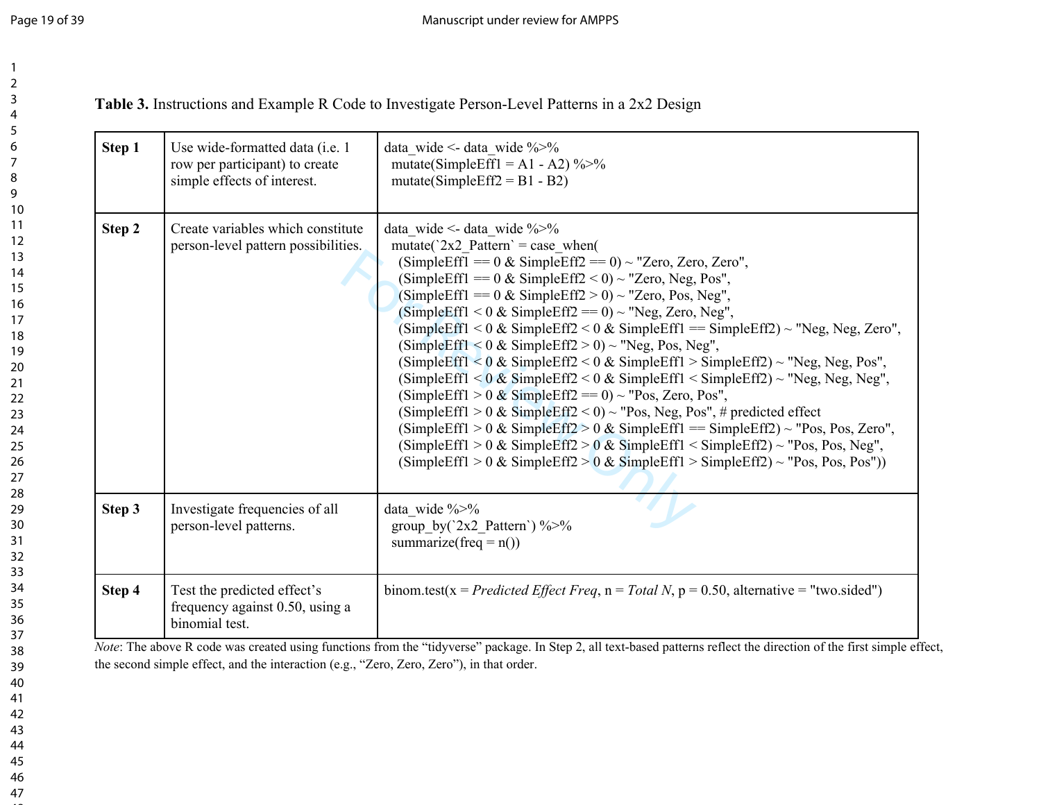**Table 3.** Instructions and Example R Code to Investigate Person-Level Patterns in a 2x2 Design

| | | |
|---|---|---|
| **Step 1** | Use wide-formatted data (i.e. 1 row per participant) to create simple effects of interest. | `data_wide <- data_wide %>%`<br>`mutate(SimpleEff1 = A1 - A2) %>%`<br>`mutate(SimpleEff2 = B1 - B2)` |
| **Step 2** | Create variables which constitute person-level pattern possibilities. | `data_wide <- data_wide %>%`<br>`mutate(`2x2_Pattern` = case_when(`<br>`(SimpleEff1 == 0 & SimpleEff2 == 0) ~ "Zero, Zero, Zero",`<br>`(SimpleEff1 == 0 & SimpleEff2 < 0) ~ "Zero, Neg, Pos",`<br>`(SimpleEff1 == 0 & SimpleEff2 > 0) ~ "Zero, Pos, Neg",`<br>`(SimpleEff1 < 0 & SimpleEff2 == 0) ~ "Neg, Zero, Neg",`<br>`(SimpleEff1 < 0 & SimpleEff2 < 0 & SimpleEff1 == SimpleEff2) ~ "Neg, Neg, Zero",`<br>`(SimpleEff1 < 0 & SimpleEff2 > 0) ~ "Neg, Pos, Neg",`<br>`(SimpleEff1 < 0 & SimpleEff2 < 0 & SimpleEff1 > SimpleEff2) ~ "Neg, Neg, Pos",`<br>`(SimpleEff1 < 0 & SimpleEff2 < 0 & SimpleEff1 < SimpleEff2) ~ "Neg, Neg, Neg",`<br>`(SimpleEff1 > 0 & SimpleEff2 == 0) ~ "Pos, Zero, Pos",`<br>`(SimpleEff1 > 0 & SimpleEff2 < 0) ~ "Pos, Neg, Pos", # predicted effect`<br>`(SimpleEff1 > 0 & SimpleEff2 > 0 & SimpleEff1 == SimpleEff2) ~ "Pos, Pos, Zero",`<br>`(SimpleEff1 > 0 & SimpleEff2 > 0 & SimpleEff1 < SimpleEff2) ~ "Pos, Pos, Neg",`<br>`(SimpleEff1 > 0 & SimpleEff2 > 0 & SimpleEff1 > SimpleEff2) ~ "Pos, Pos, Pos"))` |
| **Step 3** | Investigate frequencies of all person-level patterns. | `data_wide %>%`<br>`group_by(`2x2_Pattern`) %>%`<br>`summarize(freq = n())` |
| **Step 4** | Test the predicted effect's frequency against 0.50, using a binomial test. | binom.test(x = *Predicted Effect Freq*, n = *Total N*, p = 0.50, alternative = "two.sided") |

*Note*: The above R code was created using functions from the "tidyverse" package. In Step 2, all text-based patterns reflect the direction of the first simple effect, the second simple effect, and the interaction (e.g., "Zero, Zero, Zero"), in that order.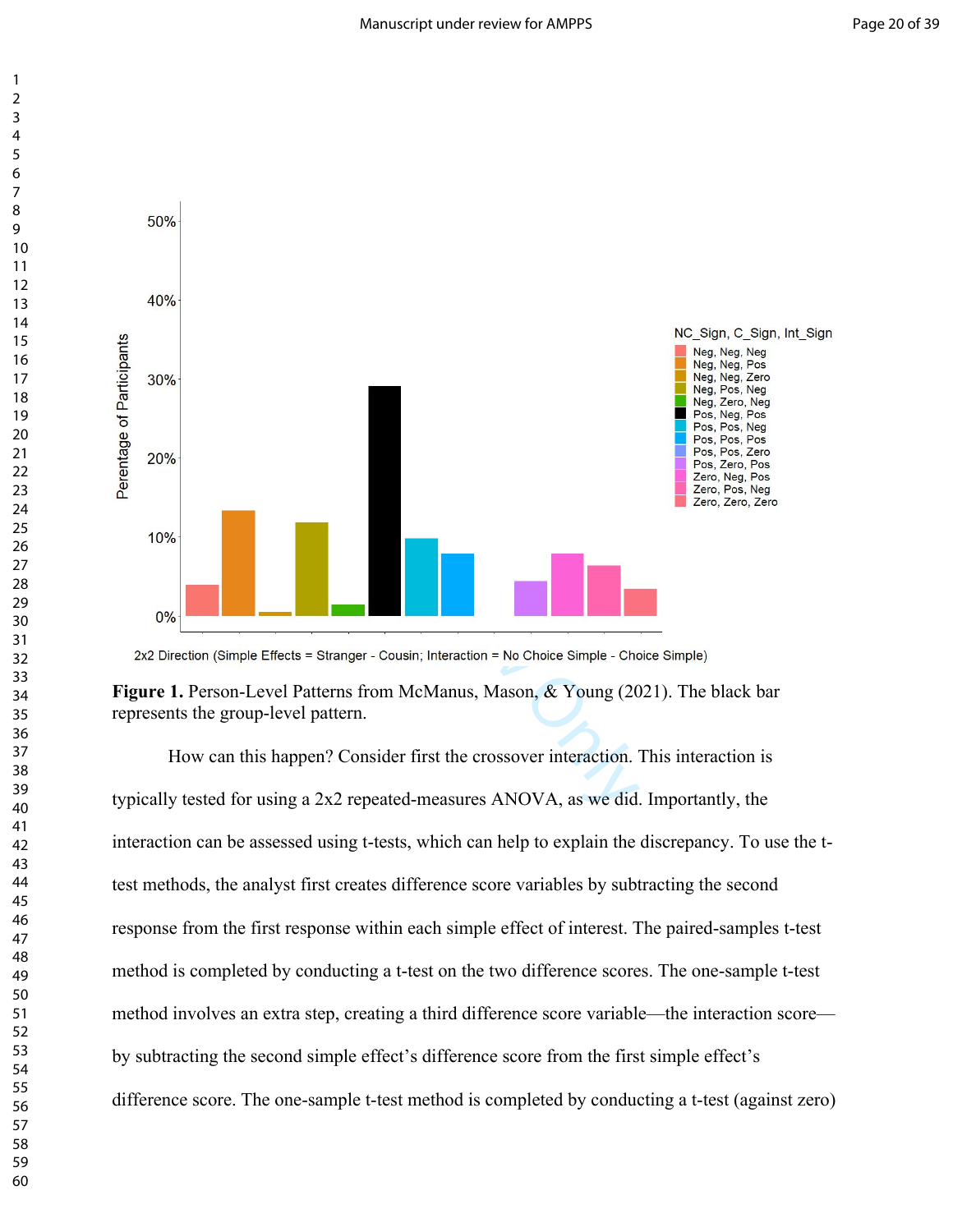**Figure 1.** Person-Level Patterns from McManus, Mason, & Young (2021). The black bar represents the group-level pattern.

How can this happen? Consider first the crossover interaction. This interaction is typically tested for using a 2x2 repeated-measures ANOVA, as we did. Importantly, the interaction can be assessed using t-tests, which can help to explain the discrepancy. To use the t-test methods, the analyst first creates difference score variables by subtracting the second response from the first response within each simple effect of interest. The paired-samples t-test method is completed by conducting a t-test on the two difference scores. The one-sample t-test method involves an extra step, creating a third difference score variable—the interaction score—by subtracting the second simple effect's difference score from the first simple effect's difference score. The one-sample t-test method is completed by conducting a t-test (against zero)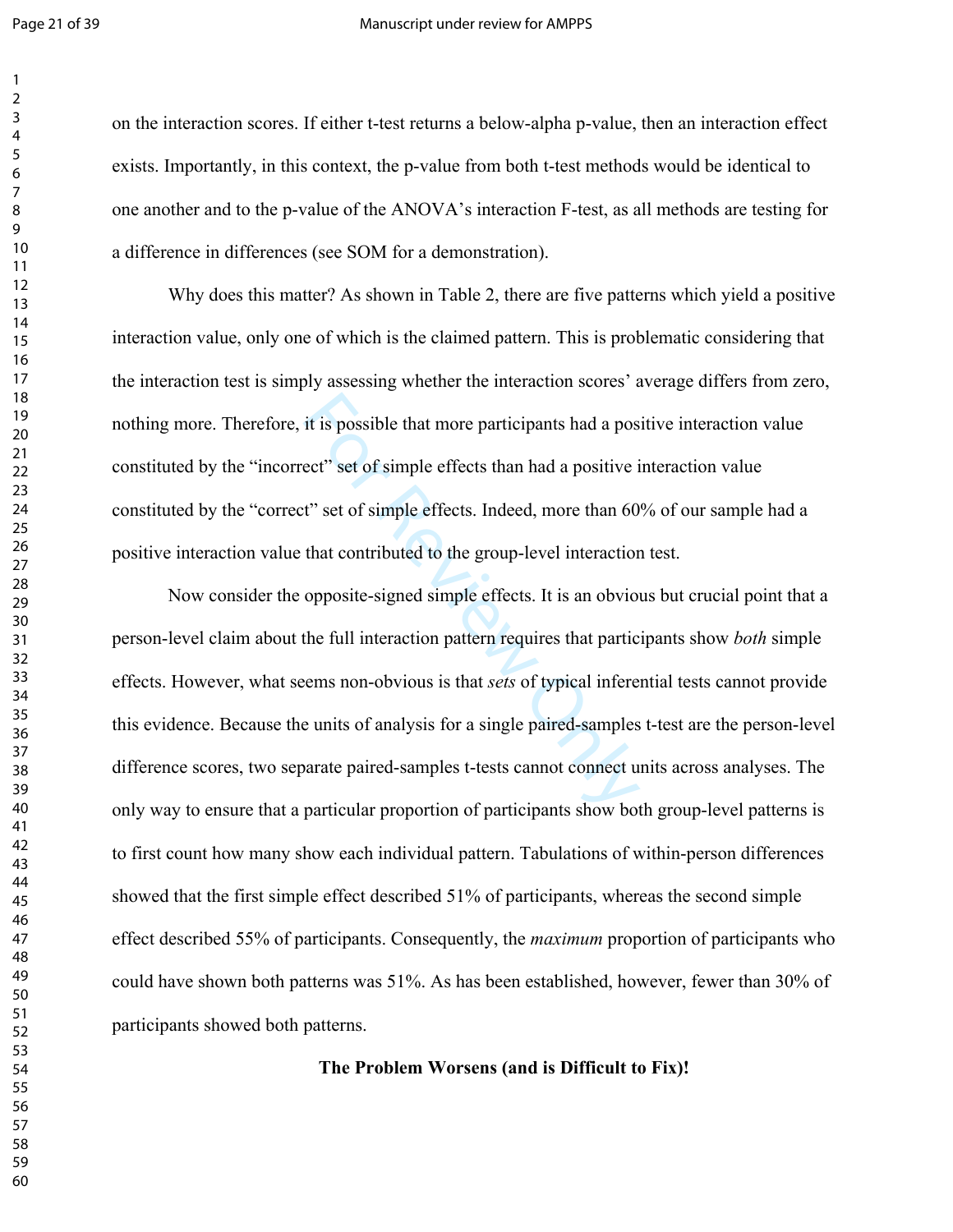on the interaction scores. If either t-test returns a below-alpha p-value, then an interaction effect exists. Importantly, in this context, the p-value from both t-test methods would be identical to one another and to the p-value of the ANOVA's interaction F-test, as all methods are testing for a difference in differences (see SOM for a demonstration).

Why does this matter? As shown in Table 2, there are five patterns which yield a positive interaction value, only one of which is the claimed pattern. This is problematic considering that the interaction test is simply assessing whether the interaction scores' average differs from zero, nothing more. Therefore, it is possible that more participants had a positive interaction value constituted by the "incorrect" set of simple effects than had a positive interaction value constituted by the "correct" set of simple effects. Indeed, more than 60% of our sample had a positive interaction value that contributed to the group-level interaction test.

Now consider the opposite-signed simple effects. It is an obvious but crucial point that a person-level claim about the full interaction pattern requires that participants show *both* simple effects. However, what seems non-obvious is that *sets* of typical inferential tests cannot provide this evidence. Because the units of analysis for a single paired-samples t-test are the person-level difference scores, two separate paired-samples t-tests cannot connect units across analyses. The only way to ensure that a particular proportion of participants show both group-level patterns is to first count how many show each individual pattern. Tabulations of within-person differences showed that the first simple effect described 51% of participants, whereas the second simple effect described 55% of participants. Consequently, the *maximum* proportion of participants who could have shown both patterns was 51%. As has been established, however, fewer than 30% of participants showed both patterns.

## The Problem Worsens (and is Difficult to Fix)!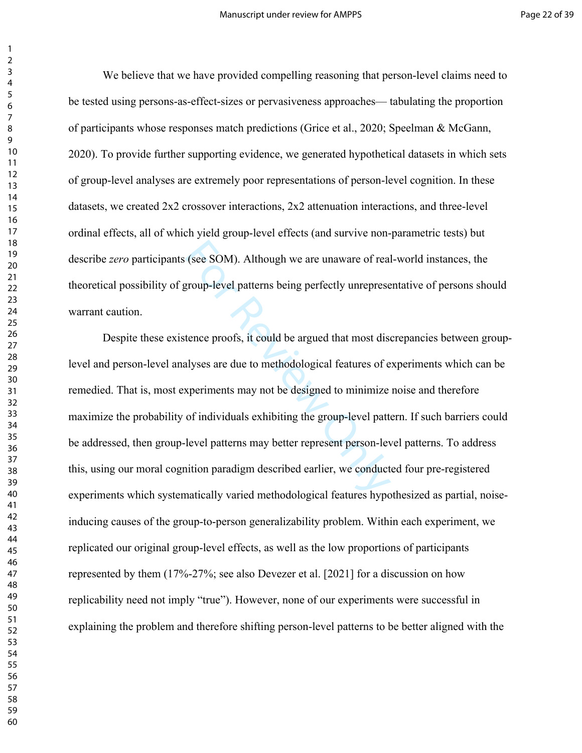We believe that we have provided compelling reasoning that person-level claims need to be tested using persons-as-effect-sizes or pervasiveness approaches— tabulating the proportion of participants whose responses match predictions (Grice et al., 2020; Speelman & McGann, 2020). To provide further supporting evidence, we generated hypothetical datasets in which sets of group-level analyses are extremely poor representations of person-level cognition. In these datasets, we created 2x2 crossover interactions, 2x2 attenuation interactions, and three-level ordinal effects, all of which yield group-level effects (and survive non-parametric tests) but describe *zero* participants (see SOM). Although we are unaware of real-world instances, the theoretical possibility of group-level patterns being perfectly unrepresentative of persons should warrant caution.

Despite these existence proofs, it could be argued that most discrepancies between group-level and person-level analyses are due to methodological features of experiments which can be remedied. That is, most experiments may not be designed to minimize noise and therefore maximize the probability of individuals exhibiting the group-level pattern. If such barriers could be addressed, then group-level patterns may better represent person-level patterns. To address this, using our moral cognition paradigm described earlier, we conducted four pre-registered experiments which systematically varied methodological features hypothesized as partial, noise-inducing causes of the group-to-person generalizability problem. Within each experiment, we replicated our original group-level effects, as well as the low proportions of participants represented by them (17%-27%; see also Devezer et al. [2021] for a discussion on how replicability need not imply "true"). However, none of our experiments were successful in explaining the problem and therefore shifting person-level patterns to be better aligned with the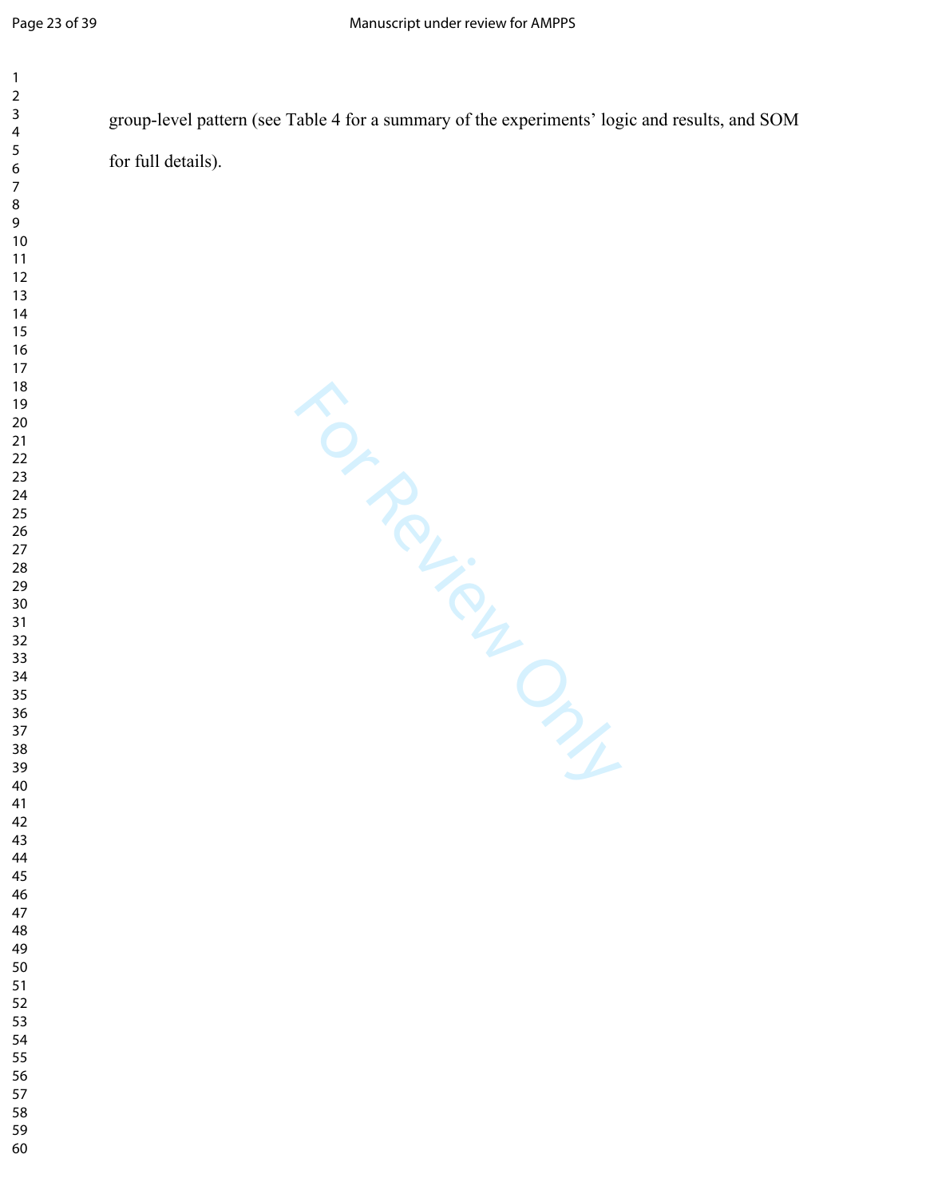group-level pattern (see Table 4 for a summary of the experiments' logic and results, and SOM for full details).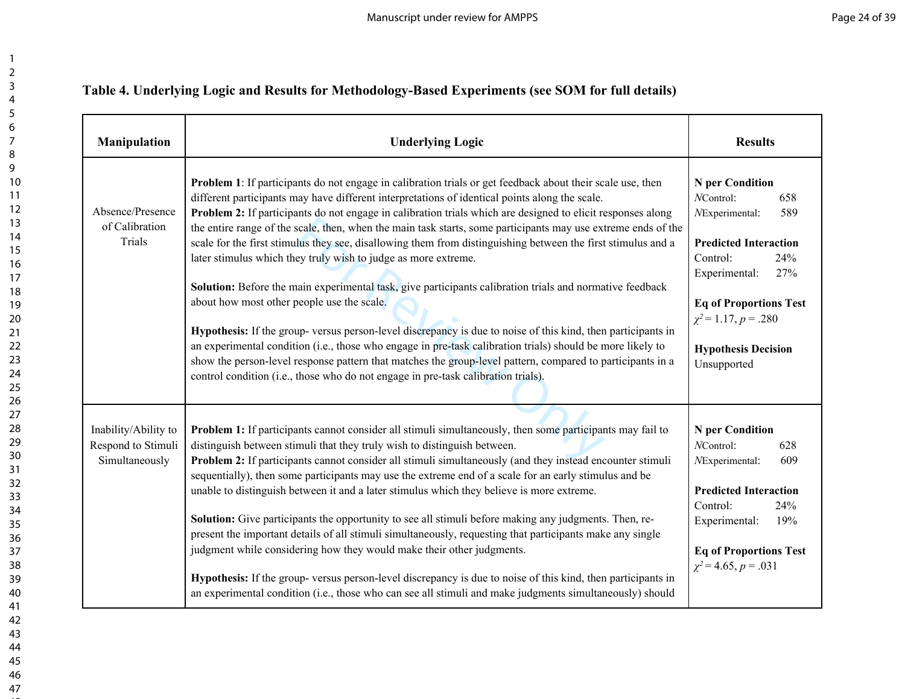**Table 4. Underlying Logic and Results for Methodology-Based Experiments (see SOM for full details)**

| Manipulation | Underlying Logic | Results |
|---|---|---|
| Absence/Presence of Calibration Trials | **Problem 1**: If participants do not engage in calibration trials or get feedback about their scale use, then different participants may have different interpretations of identical points along the scale.<br>**Problem 2:** If participants do not engage in calibration trials which are designed to elicit responses along the entire range of the scale, then, when the main task starts, some participants may use extreme ends of the scale for the first stimulus they see, disallowing them from distinguishing between the first stimulus and a later stimulus which they truly wish to judge as more extreme.<br><br>**Solution:** Before the main experimental task, give participants calibration trials and normative feedback about how most other people use the scale.<br><br>**Hypothesis:** If the group- versus person-level discrepancy is due to noise of this kind, then participants in an experimental condition (i.e., those who engage in pre-task calibration trials) should be more likely to show the person-level response pattern that matches the group-level pattern, compared to participants in a control condition (i.e., those who do not engage in pre-task calibration trials). | **N per Condition**<br>*N*Control: 658<br>*N*Experimental: 589<br><br>**Predicted Interaction**<br>Control: 24%<br>Experimental: 27%<br><br>**Eq of Proportions Test**<br>$\chi^2 = 1.17$, $p = .280$<br><br>**Hypothesis Decision**<br>Unsupported |
| Inability/Ability to Respond to Stimuli Simultaneously | **Problem 1:** If participants cannot consider all stimuli simultaneously, then some participants may fail to distinguish between stimuli that they truly wish to distinguish between.<br>**Problem 2:** If participants cannot consider all stimuli simultaneously (and they instead encounter stimuli sequentially), then some participants may use the extreme end of a scale for an early stimulus and be unable to distinguish between it and a later stimulus which they believe is more extreme.<br><br>**Solution:** Give participants the opportunity to see all stimuli before making any judgments. Then, re-present the important details of all stimuli simultaneously, requesting that participants make any single judgment while considering how they would make their other judgments.<br><br>**Hypothesis:** If the group- versus person-level discrepancy is due to noise of this kind, then participants in an experimental condition (i.e., those who can see all stimuli and make judgments simultaneously) should | **N per Condition**<br>*N*Control: 628<br>*N*Experimental: 609<br><br>**Predicted Interaction**<br>Control: 24%<br>Experimental: 19%<br><br>**Eq of Proportions Test**<br>$\chi^2 = 4.65$, $p = .031$ |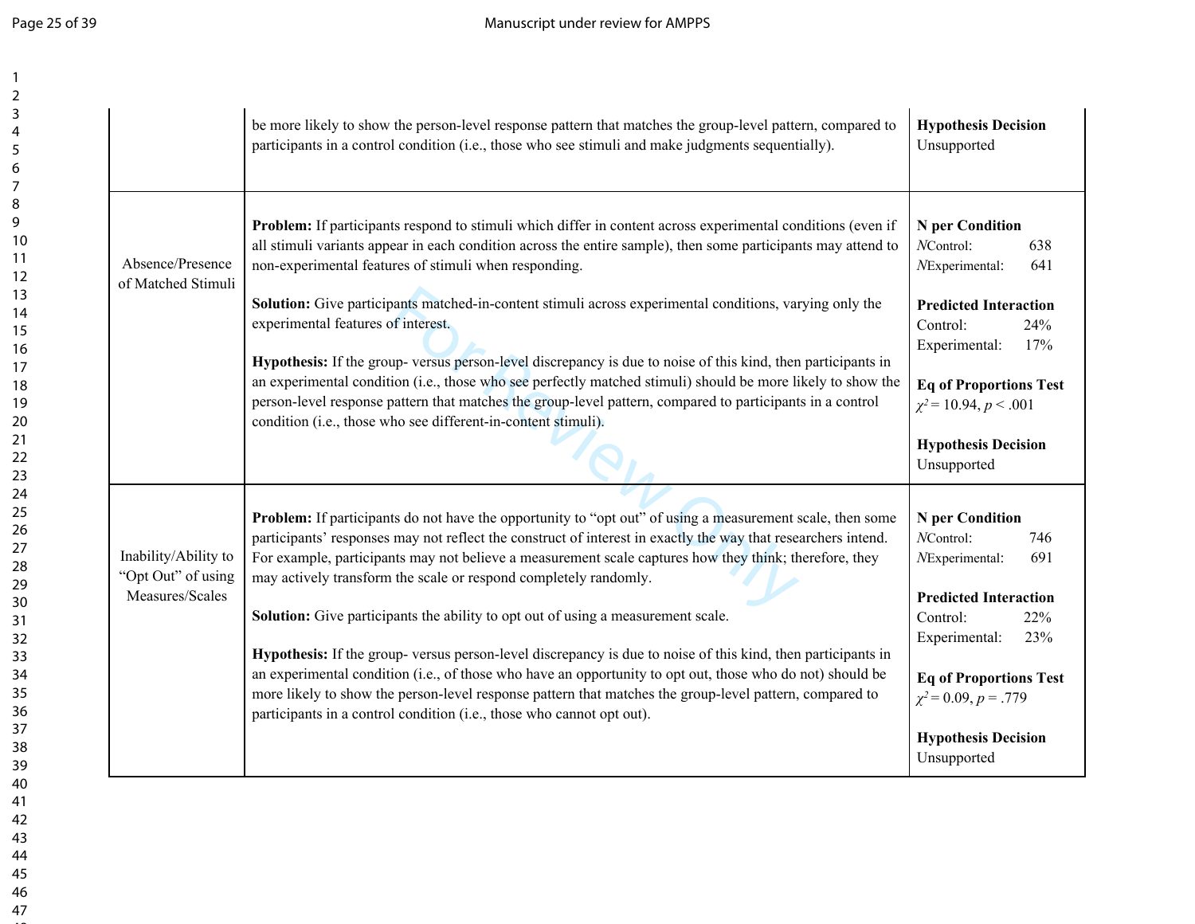| | | |
|---|---|---|
| | be more likely to show the person-level response pattern that matches the group-level pattern, compared to participants in a control condition (i.e., those who see stimuli and make judgments sequentially). | **Hypothesis Decision**<br>Unsupported |
| Absence/Presence of Matched Stimuli | **Problem:** If participants respond to stimuli which differ in content across experimental conditions (even if all stimuli variants appear in each condition across the entire sample), then some participants may attend to non-experimental features of stimuli when responding.<br><br>**Solution:** Give participants matched-in-content stimuli across experimental conditions, varying only the experimental features of interest.<br><br>**Hypothesis:** If the group- versus person-level discrepancy is due to noise of this kind, then participants in an experimental condition (i.e., those who see perfectly matched stimuli) should be more likely to show the person-level response pattern that matches the group-level pattern, compared to participants in a control condition (i.e., those who see different-in-content stimuli). | **N per Condition**<br>*N*Control: 638<br>*N*Experimental: 641<br><br>**Predicted Interaction**<br>Control: 24%<br>Experimental: 17%<br><br>**Eq of Proportions Test**<br>$\chi^2 = 10.94$, $p < .001$<br><br>**Hypothesis Decision**<br>Unsupported |
| Inability/Ability to "Opt Out" of using Measures/Scales | **Problem:** If participants do not have the opportunity to "opt out" of using a measurement scale, then some participants' responses may not reflect the construct of interest in exactly the way that researchers intend. For example, participants may not believe a measurement scale captures how they think; therefore, they may actively transform the scale or respond completely randomly.<br><br>**Solution:** Give participants the ability to opt out of using a measurement scale.<br><br>**Hypothesis:** If the group- versus person-level discrepancy is due to noise of this kind, then participants in an experimental condition (i.e., of those who have an opportunity to opt out, those who do not) should be more likely to show the person-level response pattern that matches the group-level pattern, compared to participants in a control condition (i.e., those who cannot opt out). | **N per Condition**<br>*N*Control: 746<br>*N*Experimental: 691<br><br>**Predicted Interaction**<br>Control: 22%<br>Experimental: 23%<br><br>**Eq of Proportions Test**<br>$\chi^2 = 0.09$, $p = .779$<br><br>**Hypothesis Decision**<br>Unsupported |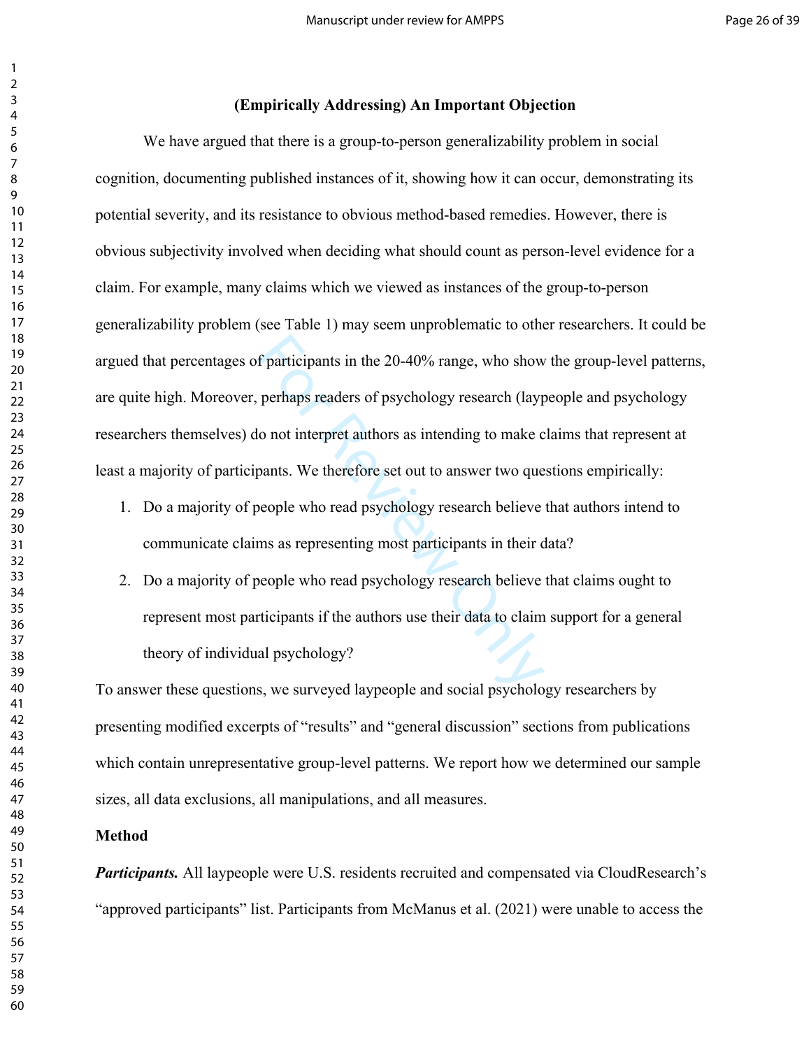## (Empirically Addressing) An Important Objection

We have argued that there is a group-to-person generalizability problem in social cognition, documenting published instances of it, showing how it can occur, demonstrating its potential severity, and its resistance to obvious method-based remedies. However, there is obvious subjectivity involved when deciding what should count as person-level evidence for a claim. For example, many claims which we viewed as instances of the group-to-person generalizability problem (see Table 1) may seem unproblematic to other researchers. It could be argued that percentages of participants in the 20-40% range, who show the group-level patterns, are quite high. Moreover, perhaps readers of psychology research (laypeople and psychology researchers themselves) do not interpret authors as intending to make claims that represent at least a majority of participants. We therefore set out to answer two questions empirically:

1. Do a majority of people who read psychology research believe that authors intend to communicate claims as representing most participants in their data?
2. Do a majority of people who read psychology research believe that claims ought to represent most participants if the authors use their data to claim support for a general theory of individual psychology?

To answer these questions, we surveyed laypeople and social psychology researchers by presenting modified excerpts of "results" and "general discussion" sections from publications which contain unrepresentative group-level patterns. We report how we determined our sample sizes, all data exclusions, all manipulations, and all measures.

### Method

***Participants.*** All laypeople were U.S. residents recruited and compensated via CloudResearch's "approved participants" list. Participants from McManus et al. (2021) were unable to access the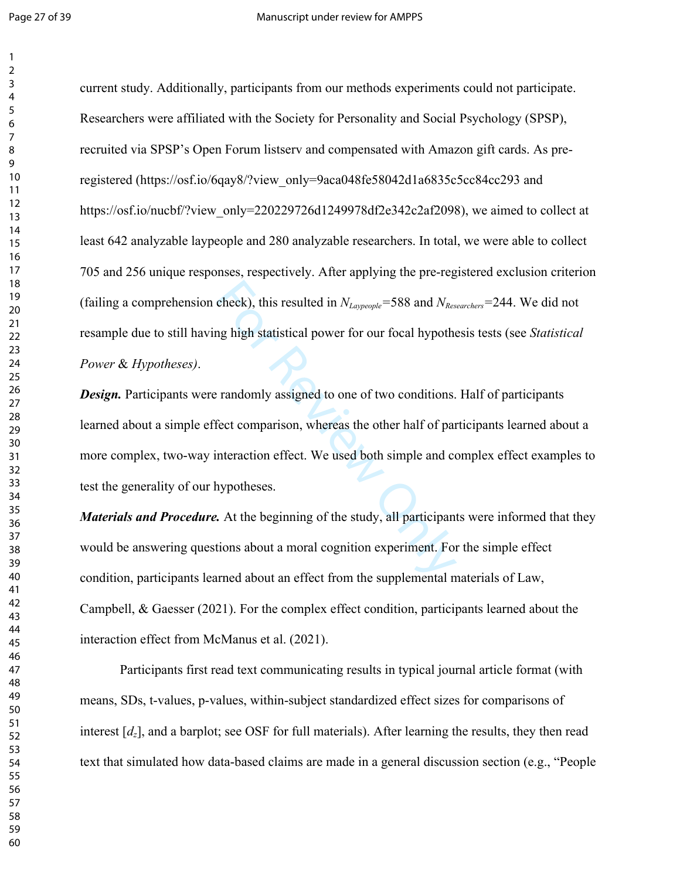current study. Additionally, participants from our methods experiments could not participate. Researchers were affiliated with the Society for Personality and Social Psychology (SPSP), recruited via SPSP's Open Forum listserv and compensated with Amazon gift cards. As pre-registered (https://osf.io/6qay8/?view_only=9aca048fe58042d1a6835c5cc84cc293 and https://osf.io/nucbf/?view_only=220229726d1249978df2e342c2af2098), we aimed to collect at least 642 analyzable laypeople and 280 analyzable researchers. In total, we were able to collect 705 and 256 unique responses, respectively. After applying the pre-registered exclusion criterion (failing a comprehension check), this resulted in $N_{Laypeople}$=588 and $N_{Researchers}$=244. We did not resample due to still having high statistical power for our focal hypothesis tests (see *Statistical Power & Hypotheses)*.

***Design.*** Participants were randomly assigned to one of two conditions. Half of participants learned about a simple effect comparison, whereas the other half of participants learned about a more complex, two-way interaction effect. We used both simple and complex effect examples to test the generality of our hypotheses.

***Materials and Procedure.*** At the beginning of the study, all participants were informed that they would be answering questions about a moral cognition experiment. For the simple effect condition, participants learned about an effect from the supplemental materials of Law, Campbell, & Gaesser (2021). For the complex effect condition, participants learned about the interaction effect from McManus et al. (2021).

Participants first read text communicating results in typical journal article format (with means, SDs, t-values, p-values, within-subject standardized effect sizes for comparisons of interest [$d_z$], and a barplot; see OSF for full materials). After learning the results, they then read text that simulated how data-based claims are made in a general discussion section (e.g., "People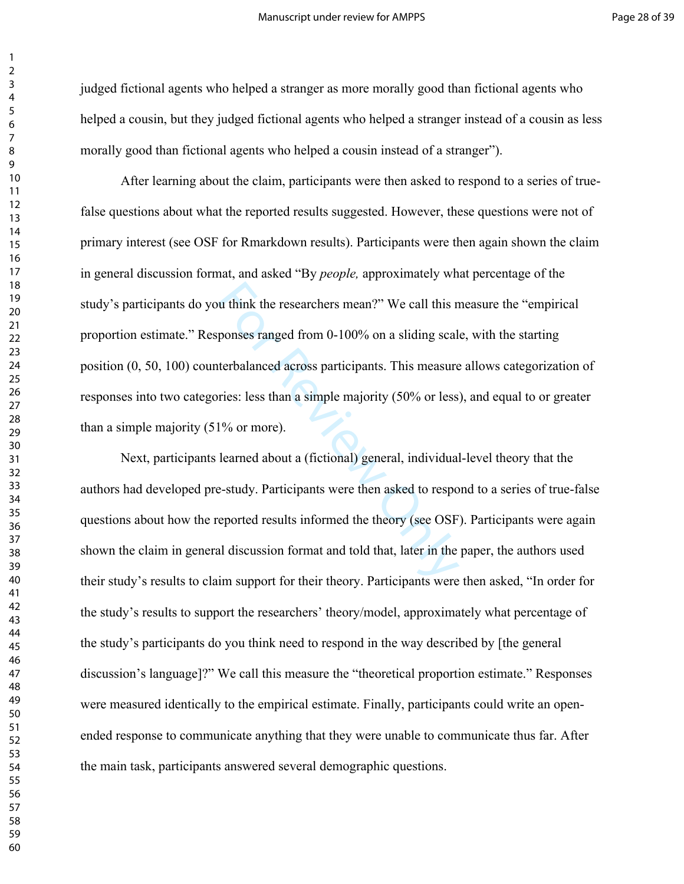judged fictional agents who helped a stranger as more morally good than fictional agents who helped a cousin, but they judged fictional agents who helped a stranger instead of a cousin as less morally good than fictional agents who helped a cousin instead of a stranger").

After learning about the claim, participants were then asked to respond to a series of true-false questions about what the reported results suggested. However, these questions were not of primary interest (see OSF for Rmarkdown results). Participants were then again shown the claim in general discussion format, and asked "By *people,* approximately what percentage of the study's participants do you think the researchers mean?" We call this measure the "empirical proportion estimate." Responses ranged from 0-100% on a sliding scale, with the starting position (0, 50, 100) counterbalanced across participants. This measure allows categorization of responses into two categories: less than a simple majority (50% or less), and equal to or greater than a simple majority (51% or more).

Next, participants learned about a (fictional) general, individual-level theory that the authors had developed pre-study. Participants were then asked to respond to a series of true-false questions about how the reported results informed the theory (see OSF). Participants were again shown the claim in general discussion format and told that, later in the paper, the authors used their study's results to claim support for their theory. Participants were then asked, "In order for the study's results to support the researchers' theory/model, approximately what percentage of the study's participants do you think need to respond in the way described by [the general discussion's language]?" We call this measure the "theoretical proportion estimate." Responses were measured identically to the empirical estimate. Finally, participants could write an open-ended response to communicate anything that they were unable to communicate thus far. After the main task, participants answered several demographic questions.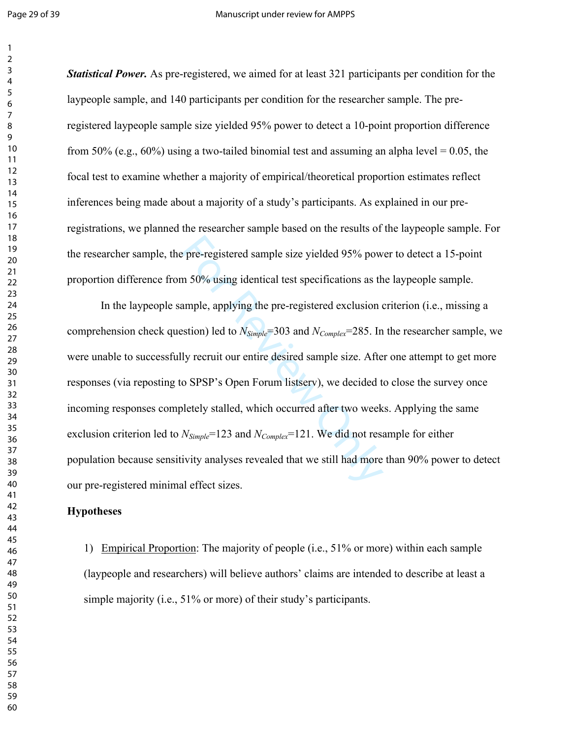***Statistical Power.*** As pre-registered, we aimed for at least 321 participants per condition for the laypeople sample, and 140 participants per condition for the researcher sample. The pre-registered laypeople sample size yielded 95% power to detect a 10-point proportion difference from 50% (e.g., 60%) using a two-tailed binomial test and assuming an alpha level = 0.05, the focal test to examine whether a majority of empirical/theoretical proportion estimates reflect inferences being made about a majority of a study's participants. As explained in our pre-registrations, we planned the researcher sample based on the results of the laypeople sample. For the researcher sample, the pre-registered sample size yielded 95% power to detect a 15-point proportion difference from 50% using identical test specifications as the laypeople sample.

In the laypeople sample, applying the pre-registered exclusion criterion (i.e., missing a comprehension check question) led to $N_{Simple}$=303 and $N_{Complex}$=285. In the researcher sample, we were unable to successfully recruit our entire desired sample size. After one attempt to get more responses (via reposting to SPSP's Open Forum listserv), we decided to close the survey once incoming responses completely stalled, which occurred after two weeks. Applying the same exclusion criterion led to $N_{Simple}$=123 and $N_{Complex}$=121. We did not resample for either population because sensitivity analyses revealed that we still had more than 90% power to detect our pre-registered minimal effect sizes.

**Hypotheses**

1) Empirical Proportion: The majority of people (i.e., 51% or more) within each sample (laypeople and researchers) will believe authors' claims are intended to describe at least a simple majority (i.e., 51% or more) of their study's participants.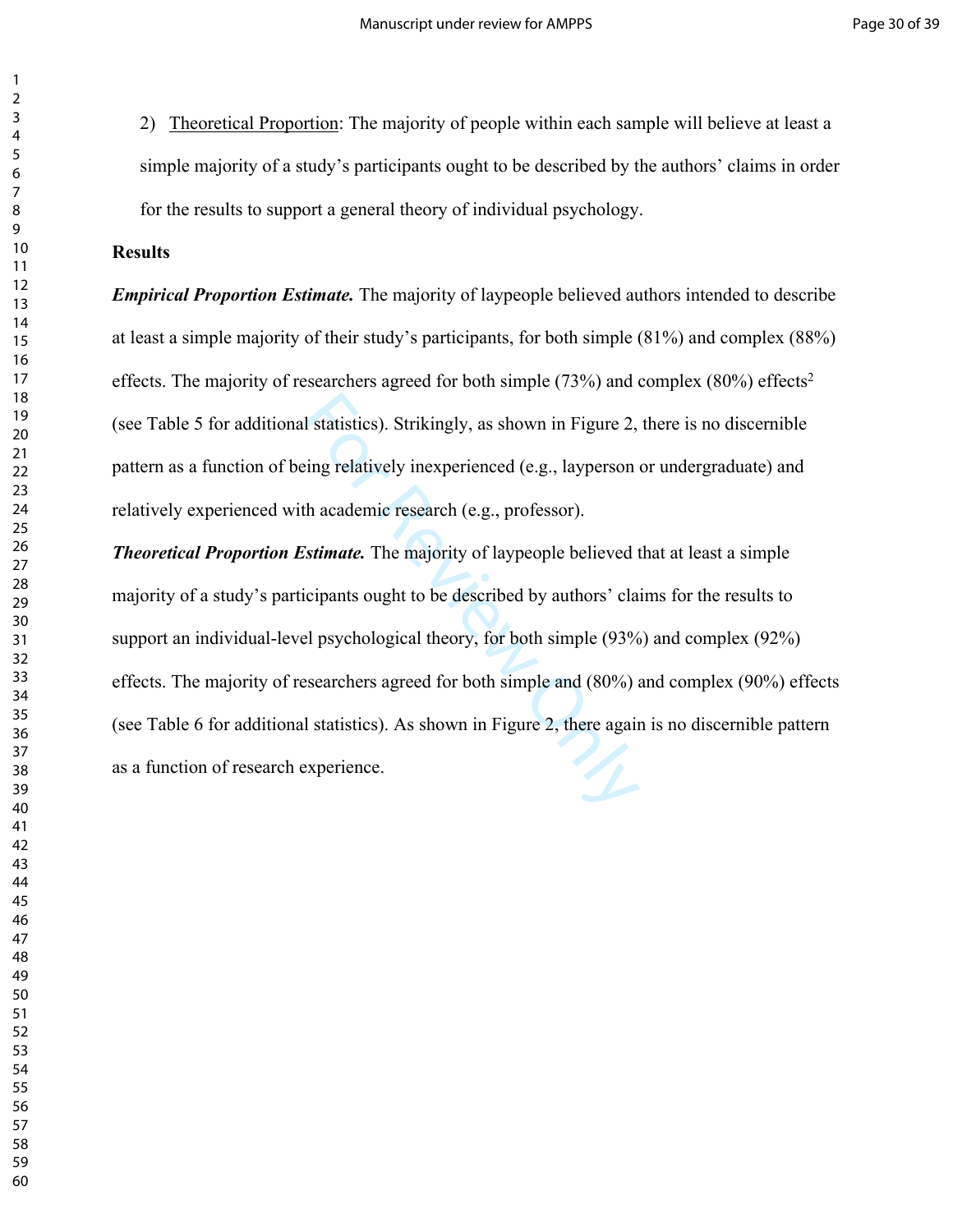2) <u>Theoretical Proportion</u>: The majority of people within each sample will believe at least a simple majority of a study's participants ought to be described by the authors' claims in order for the results to support a general theory of individual psychology.

**Results**

***Empirical Proportion Estimate.*** The majority of laypeople believed authors intended to describe at least a simple majority of their study's participants, for both simple (81%) and complex (88%) effects. The majority of researchers agreed for both simple (73%) and complex (80%) effects[2] (see Table 5 for additional statistics). Strikingly, as shown in Figure 2, there is no discernible pattern as a function of being relatively inexperienced (e.g., layperson or undergraduate) and relatively experienced with academic research (e.g., professor).

***Theoretical Proportion Estimate.*** The majority of laypeople believed that at least a simple majority of a study's participants ought to be described by authors' claims for the results to support an individual-level psychological theory, for both simple (93%) and complex (92%) effects. The majority of researchers agreed for both simple and (80%) and complex (90%) effects (see Table 6 for additional statistics). As shown in Figure 2, there again is no discernible pattern as a function of research experience.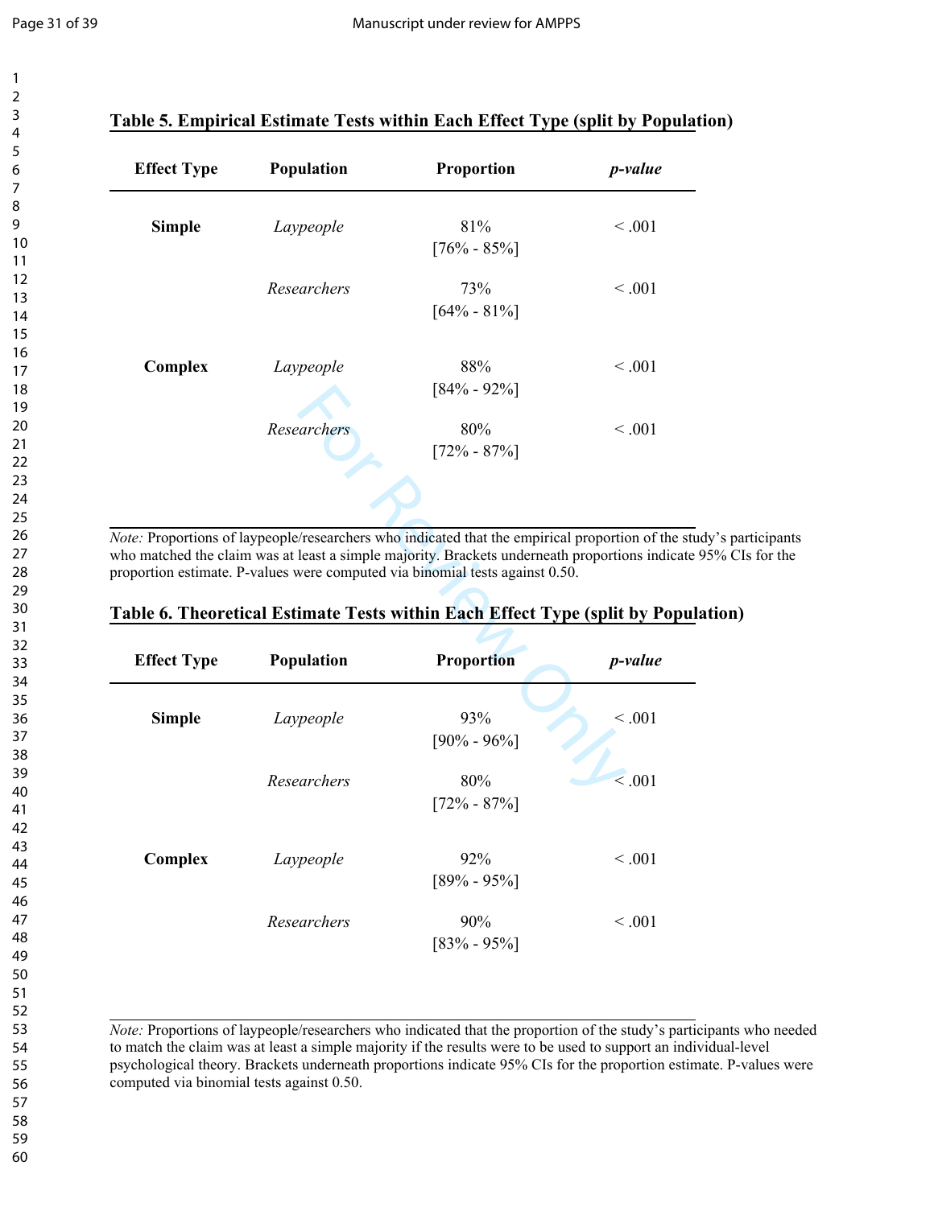**Table 5. Empirical Estimate Tests within Each Effect Type (split by Population)**

| Effect Type | Population | Proportion | *p-value* |
|---|---|---|---|
| **Simple** | *Laypeople* | 81% [76% - 85%] | < .001 |
| | *Researchers* | 73% [64% - 81%] | < .001 |
| **Complex** | *Laypeople* | 88% [84% - 92%] | < .001 |
| | *Researchers* | 80% [72% - 87%] | < .001 |

*Note:* Proportions of laypeople/researchers who indicated that the empirical proportion of the study's participants who matched the claim was at least a simple majority. Brackets underneath proportions indicate 95% CIs for the proportion estimate. P-values were computed via binomial tests against 0.50.

**Table 6. Theoretical Estimate Tests within Each Effect Type (split by Population)**

| Effect Type | Population | Proportion | *p-value* |
|---|---|---|---|
| **Simple** | *Laypeople* | 93% [90% - 96%] | < .001 |
| | *Researchers* | 80% [72% - 87%] | < .001 |
| **Complex** | *Laypeople* | 92% [89% - 95%] | < .001 |
| | *Researchers* | 90% [83% - 95%] | < .001 |

*Note:* Proportions of laypeople/researchers who indicated that the proportion of the study's participants who needed to match the claim was at least a simple majority if the results were to be used to support an individual-level psychological theory. Brackets underneath proportions indicate 95% CIs for the proportion estimate. P-values were computed via binomial tests against 0.50.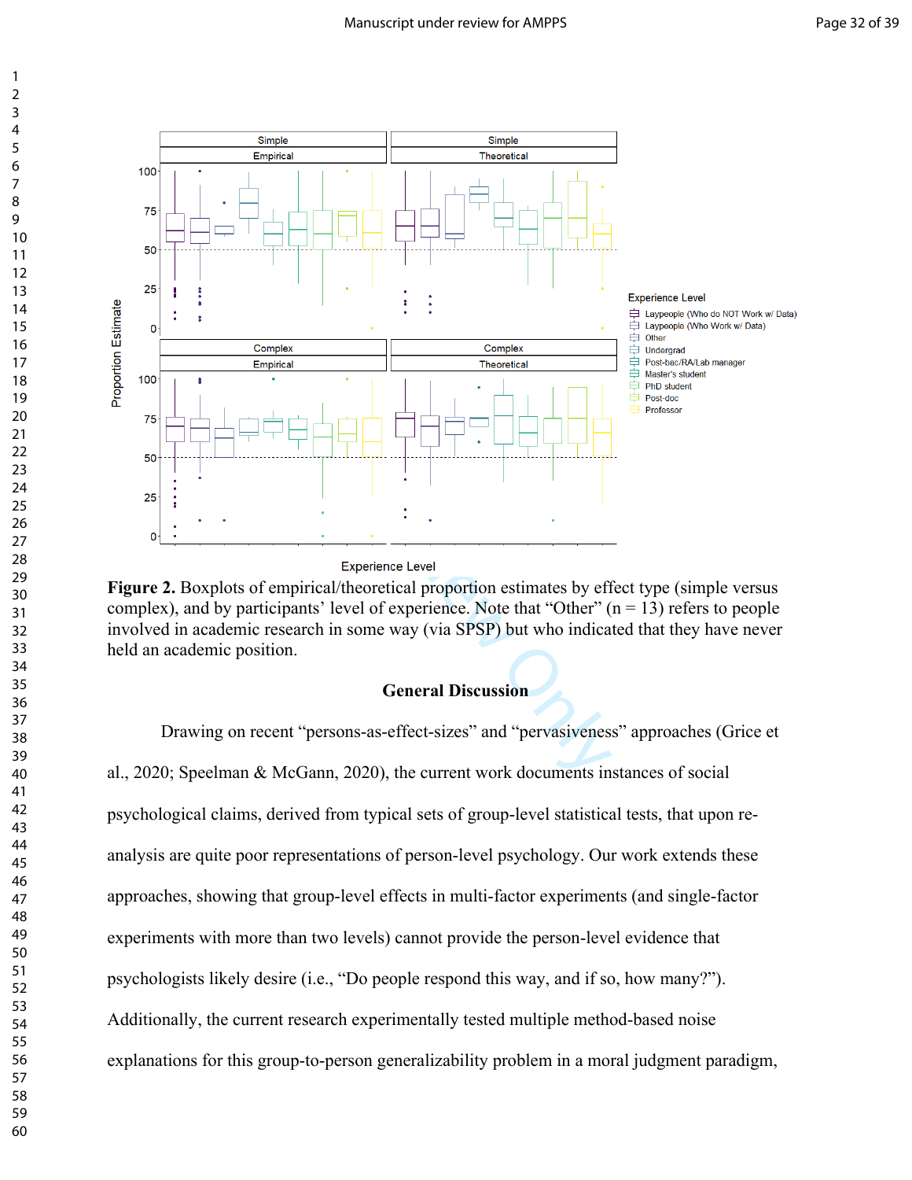**Figure 2.** Boxplots of empirical/theoretical proportion estimates by effect type (simple versus complex), and by participants' level of experience. Note that "Other" (n = 13) refers to people involved in academic research in some way (via SPSP) but who indicated that they have never held an academic position.

## General Discussion

Drawing on recent "persons-as-effect-sizes" and "pervasiveness" approaches (Grice et al., 2020; Speelman & McGann, 2020), the current work documents instances of social psychological claims, derived from typical sets of group-level statistical tests, that upon re-analysis are quite poor representations of person-level psychology. Our work extends these approaches, showing that group-level effects in multi-factor experiments (and single-factor experiments with more than two levels) cannot provide the person-level evidence that psychologists likely desire (i.e., "Do people respond this way, and if so, how many?"). Additionally, the current research experimentally tested multiple method-based noise explanations for this group-to-person generalizability problem in a moral judgment paradigm,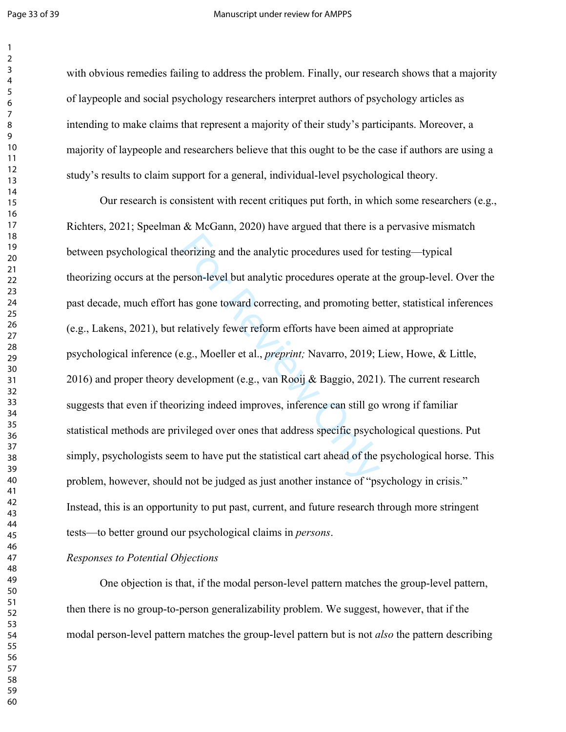with obvious remedies failing to address the problem. Finally, our research shows that a majority of laypeople and social psychology researchers interpret authors of psychology articles as intending to make claims that represent a majority of their study's participants. Moreover, a majority of laypeople and researchers believe that this ought to be the case if authors are using a study's results to claim support for a general, individual-level psychological theory.

Our research is consistent with recent critiques put forth, in which some researchers (e.g., Richters, 2021; Speelman & McGann, 2020) have argued that there is a pervasive mismatch between psychological theorizing and the analytic procedures used for testing—typical theorizing occurs at the person-level but analytic procedures operate at the group-level. Over the past decade, much effort has gone toward correcting, and promoting better, statistical inferences (e.g., Lakens, 2021), but relatively fewer reform efforts have been aimed at appropriate psychological inference (e.g., Moeller et al., *preprint;* Navarro, 2019; Liew, Howe, & Little, 2016) and proper theory development (e.g., van Rooij & Baggio, 2021). The current research suggests that even if theorizing indeed improves, inference can still go wrong if familiar statistical methods are privileged over ones that address specific psychological questions. Put simply, psychologists seem to have put the statistical cart ahead of the psychological horse. This problem, however, should not be judged as just another instance of "psychology in crisis." Instead, this is an opportunity to put past, current, and future research through more stringent tests—to better ground our psychological claims in *persons*.

### *Responses to Potential Objections*

One objection is that, if the modal person-level pattern matches the group-level pattern, then there is no group-to-person generalizability problem. We suggest, however, that if the modal person-level pattern matches the group-level pattern but is not *also* the pattern describing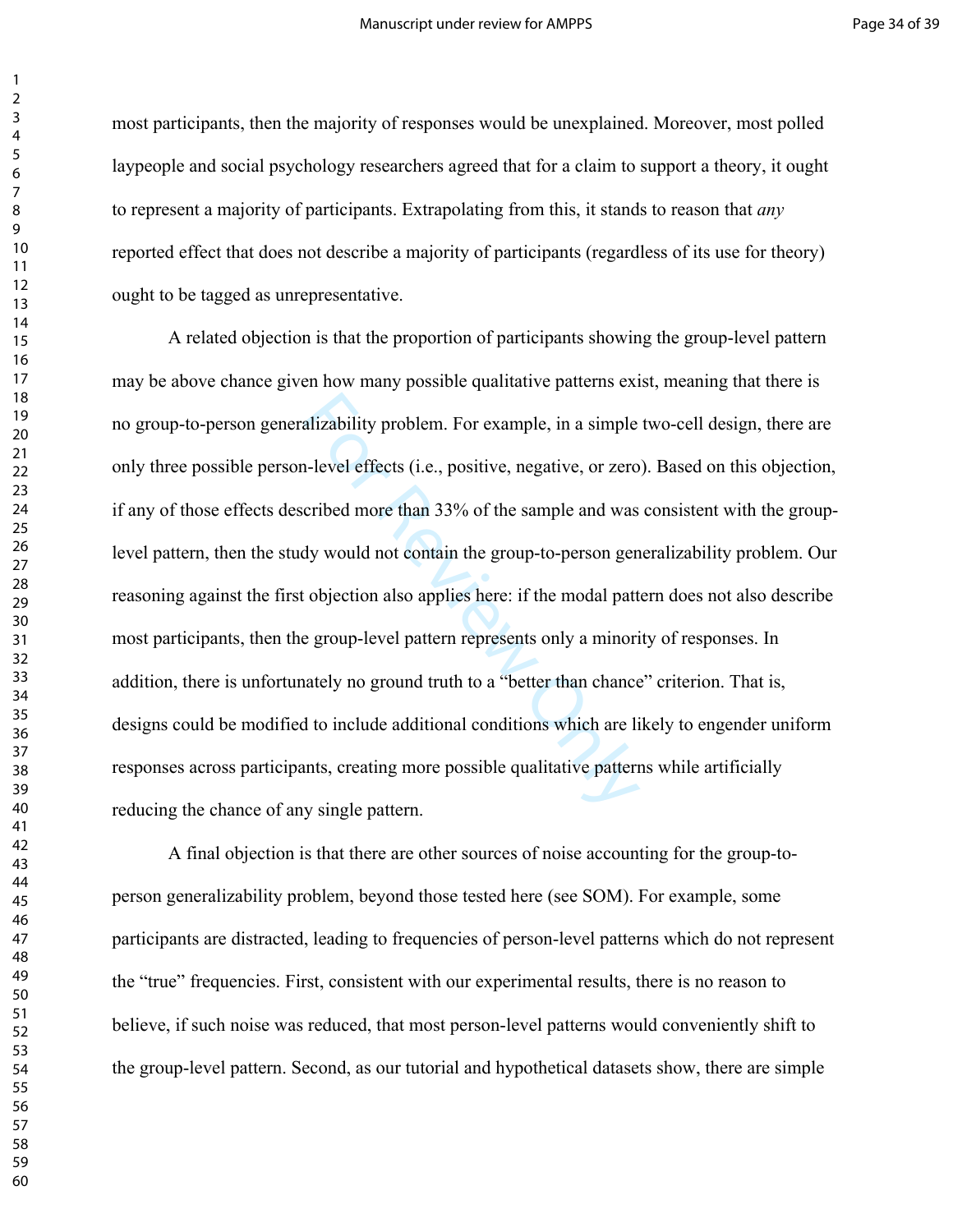most participants, then the majority of responses would be unexplained. Moreover, most polled laypeople and social psychology researchers agreed that for a claim to support a theory, it ought to represent a majority of participants. Extrapolating from this, it stands to reason that *any* reported effect that does not describe a majority of participants (regardless of its use for theory) ought to be tagged as unrepresentative.

A related objection is that the proportion of participants showing the group-level pattern may be above chance given how many possible qualitative patterns exist, meaning that there is no group-to-person generalizability problem. For example, in a simple two-cell design, there are only three possible person-level effects (i.e., positive, negative, or zero). Based on this objection, if any of those effects described more than 33% of the sample and was consistent with the group-level pattern, then the study would not contain the group-to-person generalizability problem. Our reasoning against the first objection also applies here: if the modal pattern does not also describe most participants, then the group-level pattern represents only a minority of responses. In addition, there is unfortunately no ground truth to a "better than chance" criterion. That is, designs could be modified to include additional conditions which are likely to engender uniform responses across participants, creating more possible qualitative patterns while artificially reducing the chance of any single pattern.

A final objection is that there are other sources of noise accounting for the group-to-person generalizability problem, beyond those tested here (see SOM). For example, some participants are distracted, leading to frequencies of person-level patterns which do not represent the "true" frequencies. First, consistent with our experimental results, there is no reason to believe, if such noise was reduced, that most person-level patterns would conveniently shift to the group-level pattern. Second, as our tutorial and hypothetical datasets show, there are simple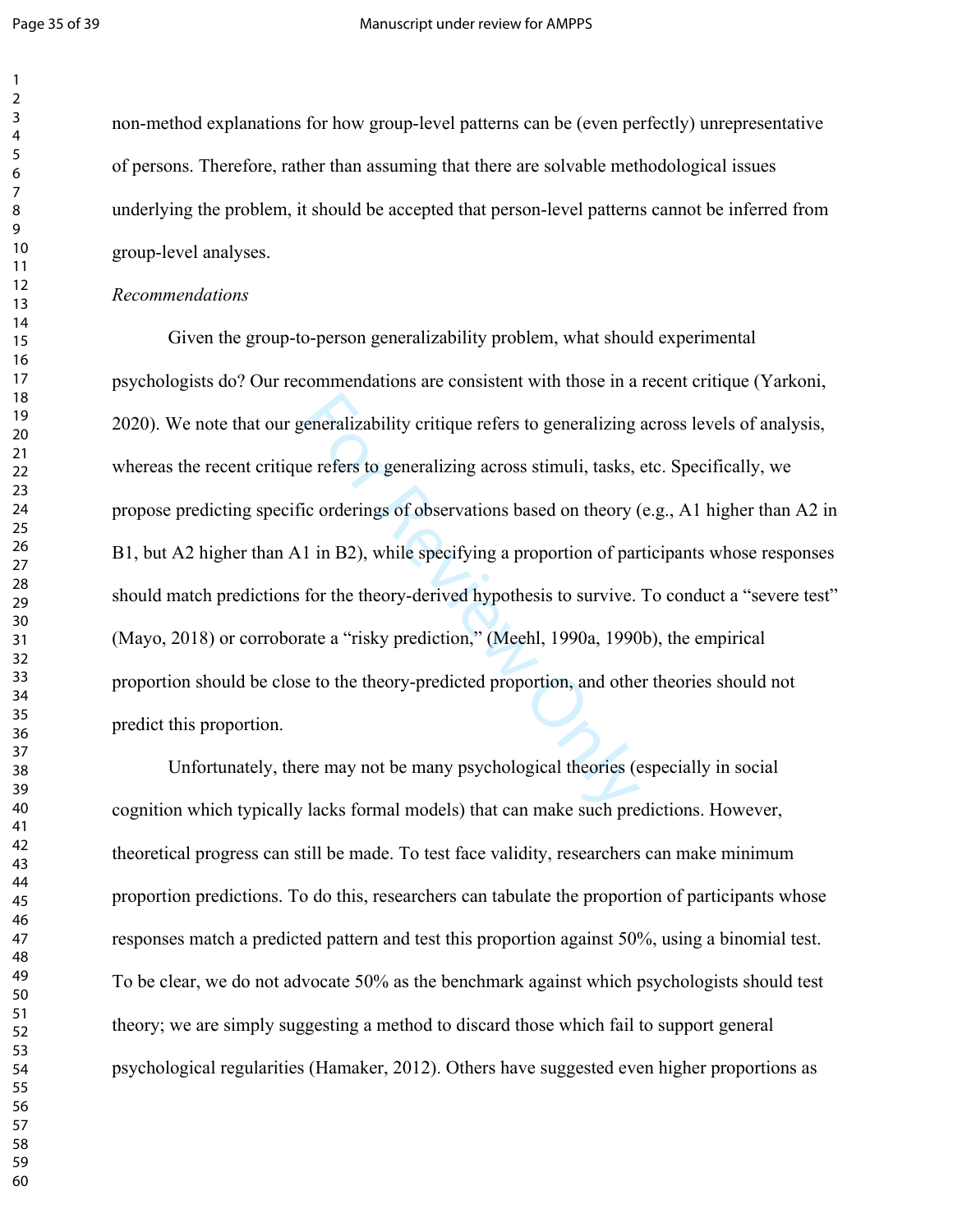non-method explanations for how group-level patterns can be (even perfectly) unrepresentative of persons. Therefore, rather than assuming that there are solvable methodological issues underlying the problem, it should be accepted that person-level patterns cannot be inferred from group-level analyses.

*Recommendations*

Given the group-to-person generalizability problem, what should experimental psychologists do? Our recommendations are consistent with those in a recent critique (Yarkoni, 2020). We note that our generalizability critique refers to generalizing across levels of analysis, whereas the recent critique refers to generalizing across stimuli, tasks, etc. Specifically, we propose predicting specific orderings of observations based on theory (e.g., A1 higher than A2 in B1, but A2 higher than A1 in B2), while specifying a proportion of participants whose responses should match predictions for the theory-derived hypothesis to survive. To conduct a "severe test" (Mayo, 2018) or corroborate a "risky prediction," (Meehl, 1990a, 1990b), the empirical proportion should be close to the theory-predicted proportion, and other theories should not predict this proportion.

Unfortunately, there may not be many psychological theories (especially in social cognition which typically lacks formal models) that can make such predictions. However, theoretical progress can still be made. To test face validity, researchers can make minimum proportion predictions. To do this, researchers can tabulate the proportion of participants whose responses match a predicted pattern and test this proportion against 50%, using a binomial test. To be clear, we do not advocate 50% as the benchmark against which psychologists should test theory; we are simply suggesting a method to discard those which fail to support general psychological regularities (Hamaker, 2012). Others have suggested even higher proportions as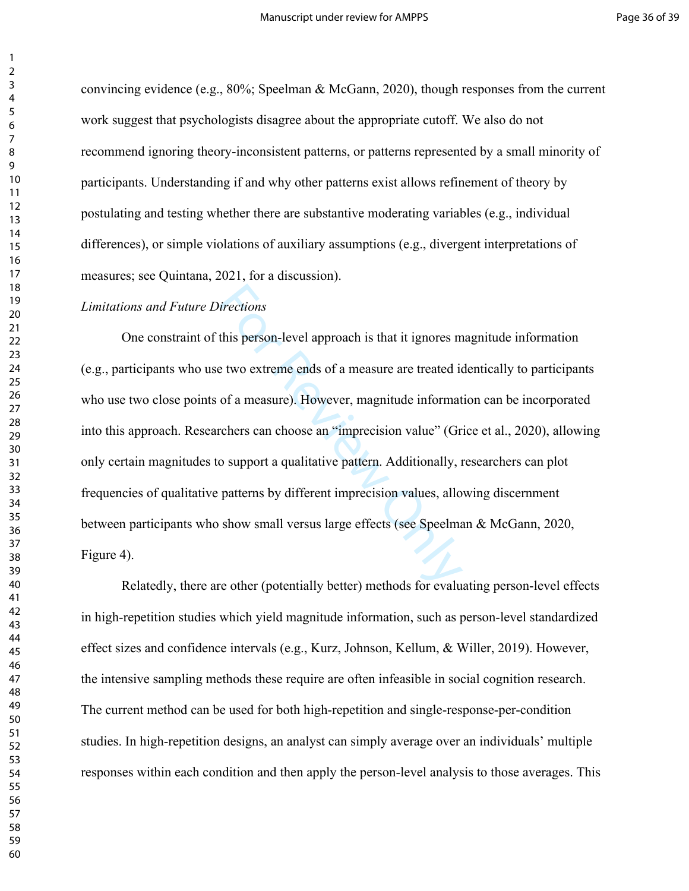convincing evidence (e.g., 80%; Speelman & McGann, 2020), though responses from the current work suggest that psychologists disagree about the appropriate cutoff. We also do not recommend ignoring theory-inconsistent patterns, or patterns represented by a small minority of participants. Understanding if and why other patterns exist allows refinement of theory by postulating and testing whether there are substantive moderating variables (e.g., individual differences), or simple violations of auxiliary assumptions (e.g., divergent interpretations of measures; see Quintana, 2021, for a discussion).

*Limitations and Future Directions*

One constraint of this person-level approach is that it ignores magnitude information (e.g., participants who use two extreme ends of a measure are treated identically to participants who use two close points of a measure). However, magnitude information can be incorporated into this approach. Researchers can choose an "imprecision value" (Grice et al., 2020), allowing only certain magnitudes to support a qualitative pattern. Additionally, researchers can plot frequencies of qualitative patterns by different imprecision values, allowing discernment between participants who show small versus large effects (see Speelman & McGann, 2020, Figure 4).

Relatedly, there are other (potentially better) methods for evaluating person-level effects in high-repetition studies which yield magnitude information, such as person-level standardized effect sizes and confidence intervals (e.g., Kurz, Johnson, Kellum, & Willer, 2019). However, the intensive sampling methods these require are often infeasible in social cognition research. The current method can be used for both high-repetition and single-response-per-condition studies. In high-repetition designs, an analyst can simply average over an individuals' multiple responses within each condition and then apply the person-level analysis to those averages. This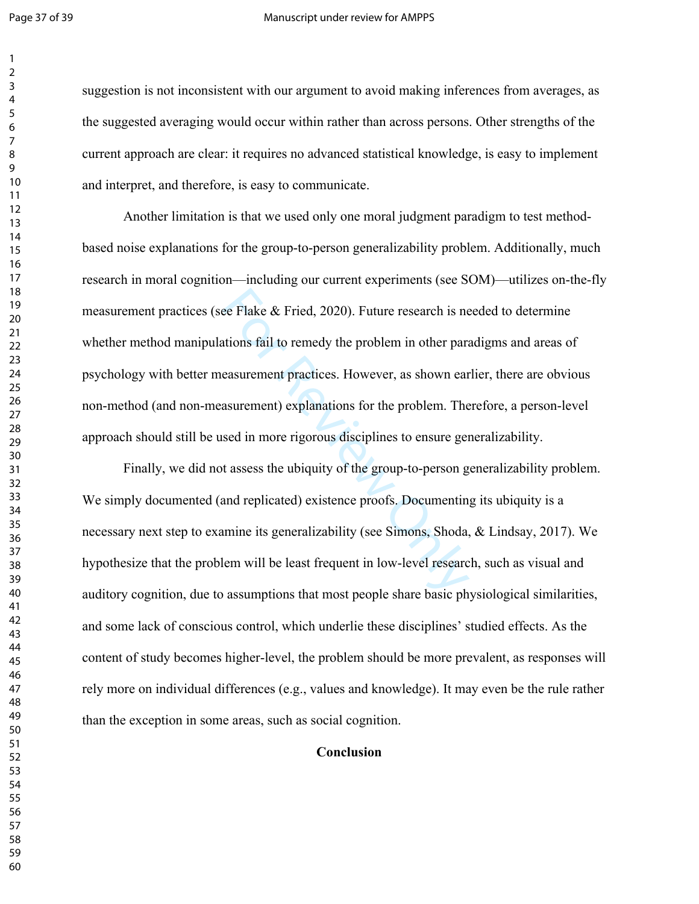suggestion is not inconsistent with our argument to avoid making inferences from averages, as the suggested averaging would occur within rather than across persons. Other strengths of the current approach are clear: it requires no advanced statistical knowledge, is easy to implement and interpret, and therefore, is easy to communicate.

Another limitation is that we used only one moral judgment paradigm to test method-based noise explanations for the group-to-person generalizability problem. Additionally, much research in moral cognition—including our current experiments (see SOM)—utilizes on-the-fly measurement practices (see Flake & Fried, 2020). Future research is needed to determine whether method manipulations fail to remedy the problem in other paradigms and areas of psychology with better measurement practices. However, as shown earlier, there are obvious non-method (and non-measurement) explanations for the problem. Therefore, a person-level approach should still be used in more rigorous disciplines to ensure generalizability.

Finally, we did not assess the ubiquity of the group-to-person generalizability problem. We simply documented (and replicated) existence proofs. Documenting its ubiquity is a necessary next step to examine its generalizability (see Simons, Shoda, & Lindsay, 2017). We hypothesize that the problem will be least frequent in low-level research, such as visual and auditory cognition, due to assumptions that most people share basic physiological similarities, and some lack of conscious control, which underlie these disciplines' studied effects. As the content of study becomes higher-level, the problem should be more prevalent, as responses will rely more on individual differences (e.g., values and knowledge). It may even be the rule rather than the exception in some areas, such as social cognition.

## Conclusion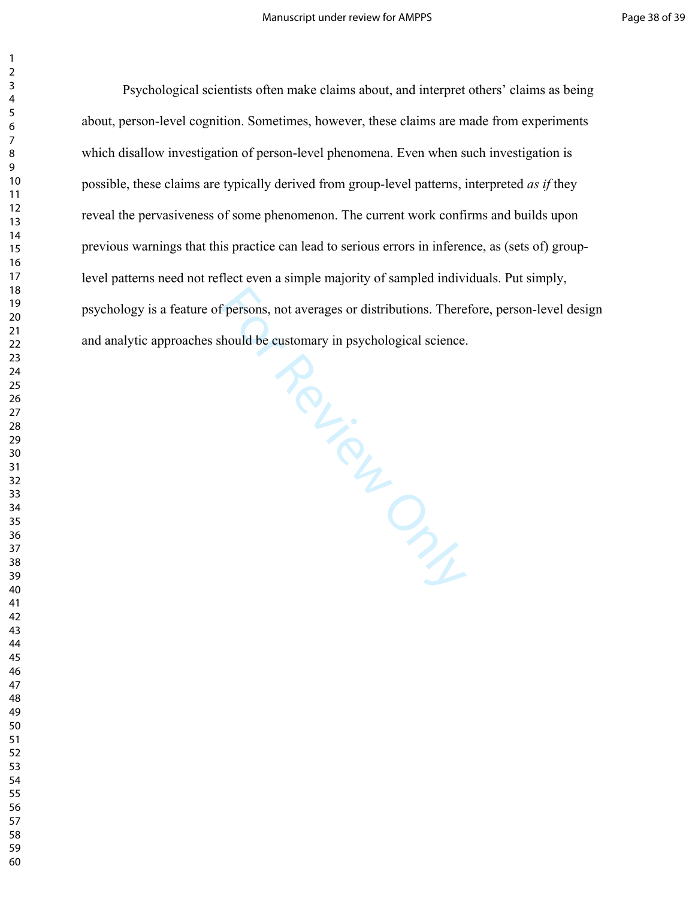Psychological scientists often make claims about, and interpret others' claims as being about, person-level cognition. Sometimes, however, these claims are made from experiments which disallow investigation of person-level phenomena. Even when such investigation is possible, these claims are typically derived from group-level patterns, interpreted *as if* they reveal the pervasiveness of some phenomenon. The current work confirms and builds upon previous warnings that this practice can lead to serious errors in inference, as (sets of) group-level patterns need not reflect even a simple majority of sampled individuals. Put simply, psychology is a feature of persons, not averages or distributions. Therefore, person-level design and analytic approaches should be customary in psychological science.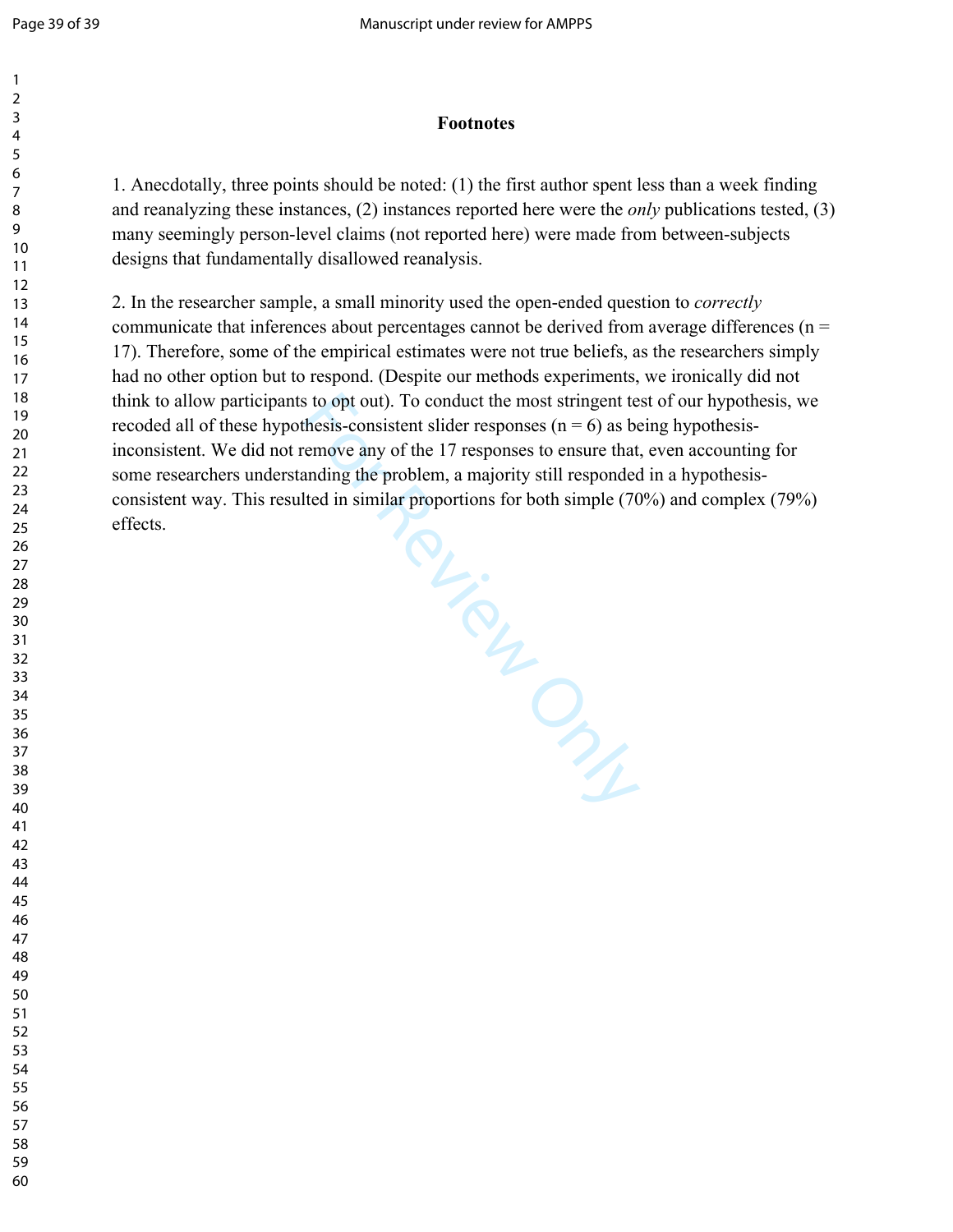## Footnotes

1. Anecdotally, three points should be noted: (1) the first author spent less than a week finding and reanalyzing these instances, (2) instances reported here were the *only* publications tested, (3) many seemingly person-level claims (not reported here) were made from between-subjects designs that fundamentally disallowed reanalysis.

2. In the researcher sample, a small minority used the open-ended question to *correctly* communicate that inferences about percentages cannot be derived from average differences (n = 17). Therefore, some of the empirical estimates were not true beliefs, as the researchers simply had no other option but to respond. (Despite our methods experiments, we ironically did not think to allow participants to opt out). To conduct the most stringent test of our hypothesis, we recoded all of these hypothesis-consistent slider responses (n = 6) as being hypothesis-inconsistent. We did not remove any of the 17 responses to ensure that, even accounting for some researchers understanding the problem, a majority still responded in a hypothesis-consistent way. This resulted in similar proportions for both simple (70%) and complex (79%) effects.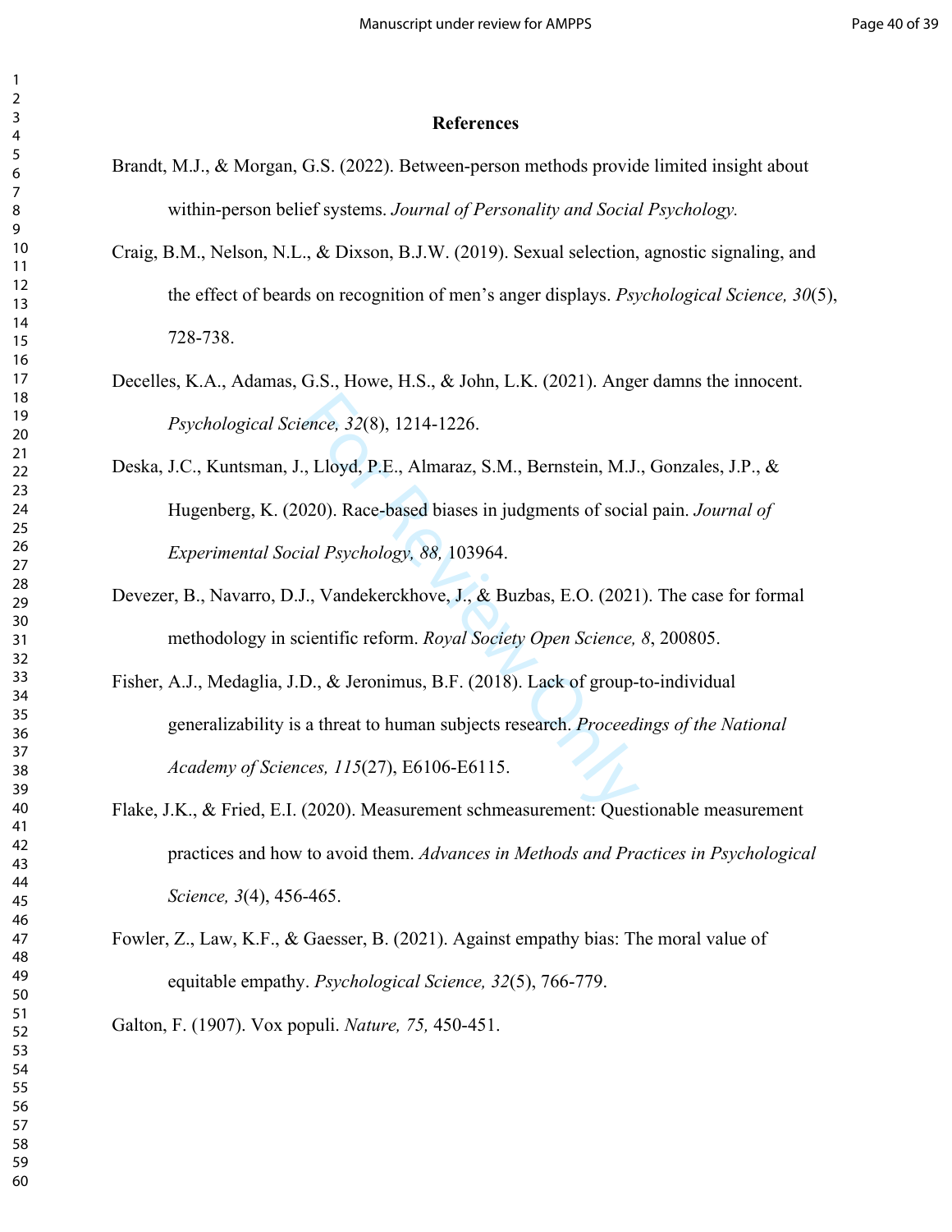# References

Brandt, M.J., & Morgan, G.S. (2022). Between-person methods provide limited insight about within-person belief systems. *Journal of Personality and Social Psychology.*

Craig, B.M., Nelson, N.L., & Dixson, B.J.W. (2019). Sexual selection, agnostic signaling, and the effect of beards on recognition of men's anger displays. *Psychological Science, 30*(5), 728-738.

Decelles, K.A., Adamas, G.S., Howe, H.S., & John, L.K. (2021). Anger damns the innocent. *Psychological Science, 32*(8), 1214-1226.

Deska, J.C., Kuntsman, J., Lloyd, P.E., Almaraz, S.M., Bernstein, M.J., Gonzales, J.P., & Hugenberg, K. (2020). Race-based biases in judgments of social pain. *Journal of Experimental Social Psychology, 88,* 103964.

Devezer, B., Navarro, D.J., Vandekerckhove, J., & Buzbas, E.O. (2021). The case for formal methodology in scientific reform. *Royal Society Open Science, 8*, 200805.

Fisher, A.J., Medaglia, J.D., & Jeronimus, B.F. (2018). Lack of group-to-individual generalizability is a threat to human subjects research. *Proceedings of the National Academy of Sciences, 115*(27), E6106-E6115.

Flake, J.K., & Fried, E.I. (2020). Measurement schmeasurement: Questionable measurement practices and how to avoid them. *Advances in Methods and Practices in Psychological Science, 3*(4), 456-465.

Fowler, Z., Law, K.F., & Gaesser, B. (2021). Against empathy bias: The moral value of equitable empathy. *Psychological Science, 32*(5), 766-779.

Galton, F. (1907). Vox populi. *Nature, 75,* 450-451.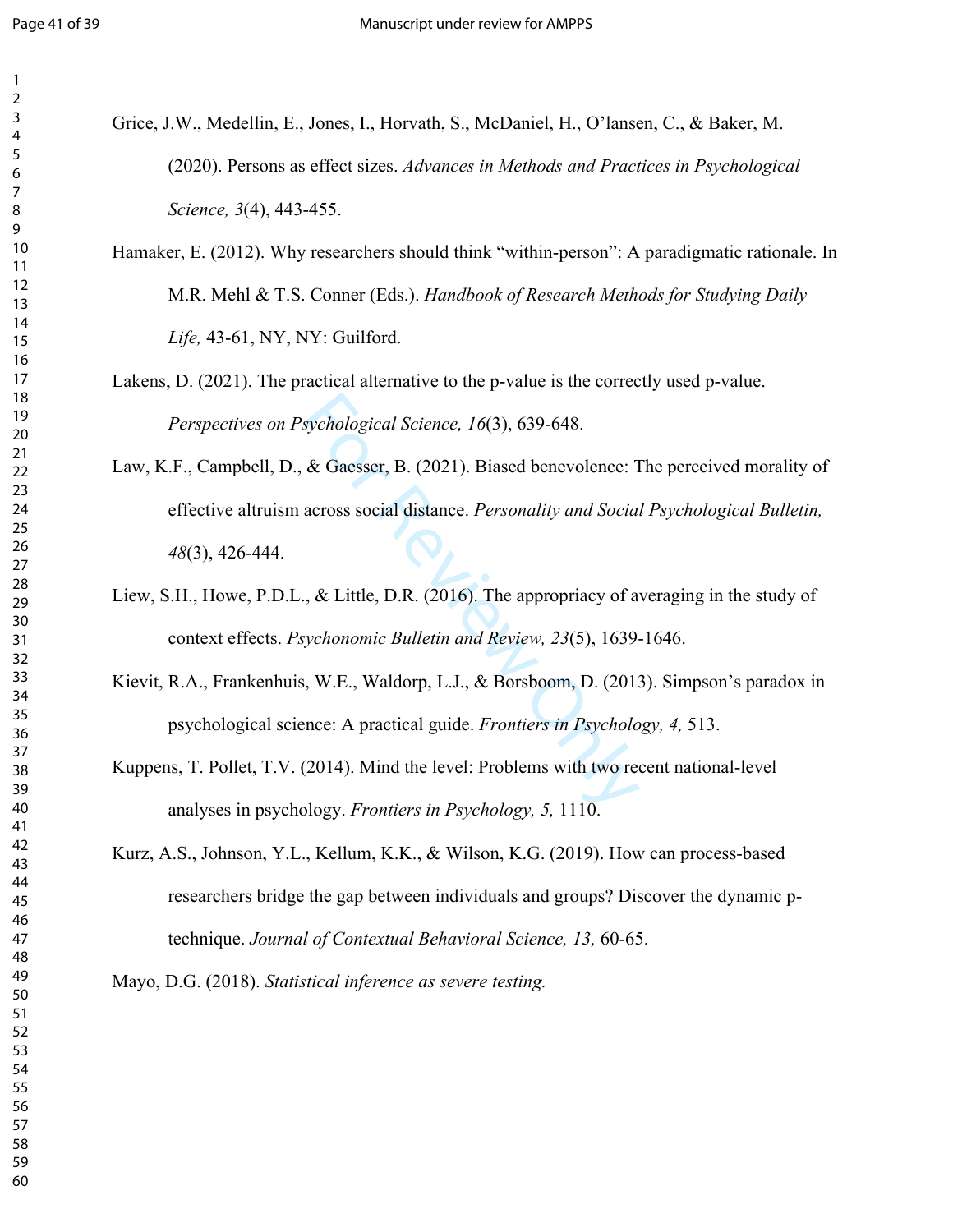Grice, J.W., Medellin, E., Jones, I., Horvath, S., McDaniel, H., O'lansen, C., & Baker, M. (2020). Persons as effect sizes. *Advances in Methods and Practices in Psychological Science, 3*(4), 443-455.

Hamaker, E. (2012). Why researchers should think "within-person": A paradigmatic rationale. In M.R. Mehl & T.S. Conner (Eds.). *Handbook of Research Methods for Studying Daily Life,* 43-61, NY, NY: Guilford.

Lakens, D. (2021). The practical alternative to the p-value is the correctly used p-value. *Perspectives on Psychological Science, 16*(3), 639-648.

Law, K.F., Campbell, D., & Gaesser, B. (2021). Biased benevolence: The perceived morality of effective altruism across social distance. *Personality and Social Psychological Bulletin, 48*(3), 426-444.

Liew, S.H., Howe, P.D.L., & Little, D.R. (2016). The appropriacy of averaging in the study of context effects. *Psychonomic Bulletin and Review, 23*(5), 1639-1646.

Kievit, R.A., Frankenhuis, W.E., Waldorp, L.J., & Borsboom, D. (2013). Simpson's paradox in psychological science: A practical guide. *Frontiers in Psychology, 4,* 513.

Kuppens, T. Pollet, T.V. (2014). Mind the level: Problems with two recent national-level analyses in psychology. *Frontiers in Psychology, 5,* 1110.

Kurz, A.S., Johnson, Y.L., Kellum, K.K., & Wilson, K.G. (2019). How can process-based researchers bridge the gap between individuals and groups? Discover the dynamic p-technique. *Journal of Contextual Behavioral Science, 13,* 60-65.

Mayo, D.G. (2018). *Statistical inference as severe testing.*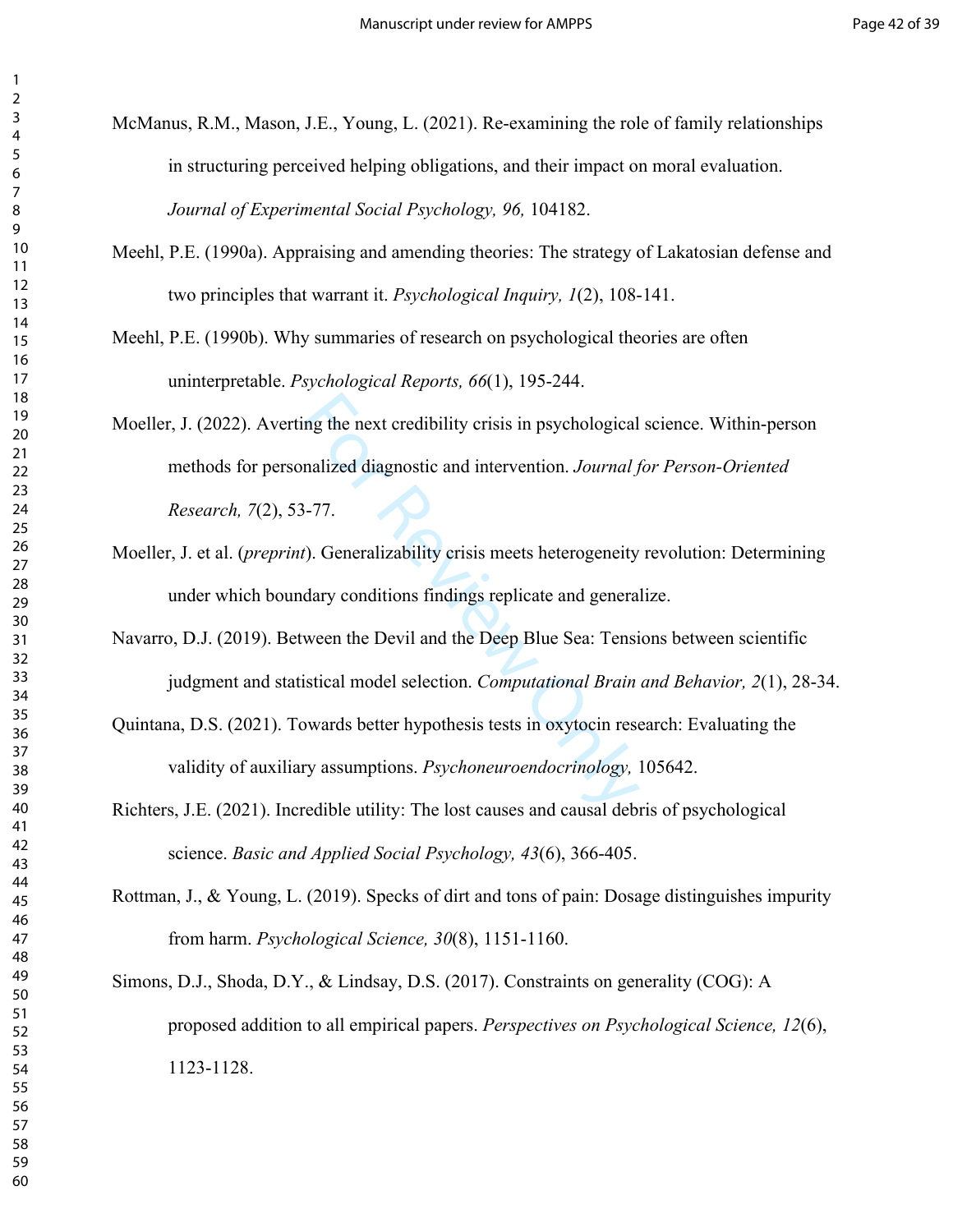McManus, R.M., Mason, J.E., Young, L. (2021). Re-examining the role of family relationships in structuring perceived helping obligations, and their impact on moral evaluation. *Journal of Experimental Social Psychology, 96,* 104182.

Meehl, P.E. (1990a). Appraising and amending theories: The strategy of Lakatosian defense and two principles that warrant it. *Psychological Inquiry, 1*(2), 108-141.

Meehl, P.E. (1990b). Why summaries of research on psychological theories are often uninterpretable. *Psychological Reports, 66*(1), 195-244.

Moeller, J. (2022). Averting the next credibility crisis in psychological science. Within-person methods for personalized diagnostic and intervention. *Journal for Person-Oriented Research, 7*(2), 53-77.

Moeller, J. et al. (*preprint*). Generalizability crisis meets heterogeneity revolution: Determining under which boundary conditions findings replicate and generalize.

Navarro, D.J. (2019). Between the Devil and the Deep Blue Sea: Tensions between scientific judgment and statistical model selection. *Computational Brain and Behavior, 2*(1), 28-34.

Quintana, D.S. (2021). Towards better hypothesis tests in oxytocin research: Evaluating the validity of auxiliary assumptions. *Psychoneuroendocrinology,* 105642.

Richters, J.E. (2021). Incredible utility: The lost causes and causal debris of psychological science. *Basic and Applied Social Psychology, 43*(6), 366-405.

Rottman, J., & Young, L. (2019). Specks of dirt and tons of pain: Dosage distinguishes impurity from harm. *Psychological Science, 30*(8), 1151-1160.

Simons, D.J., Shoda, D.Y., & Lindsay, D.S. (2017). Constraints on generality (COG): A proposed addition to all empirical papers. *Perspectives on Psychological Science, 12*(6), 1123-1128.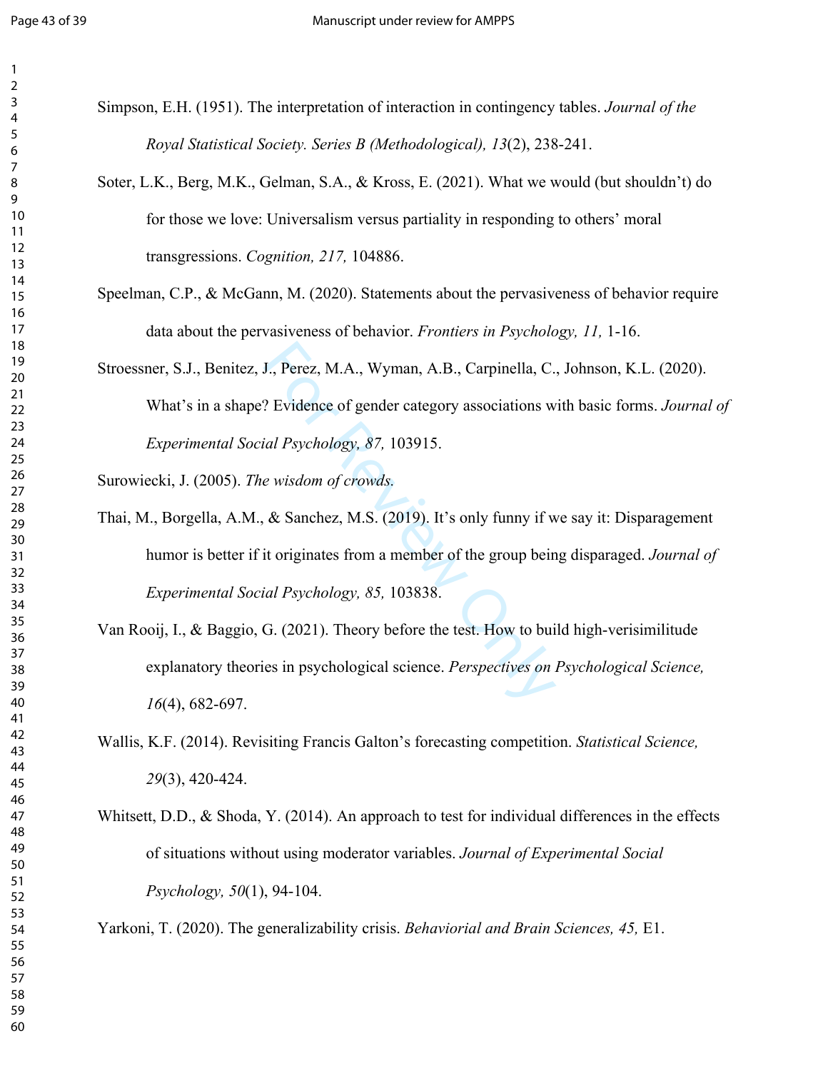Simpson, E.H. (1951). The interpretation of interaction in contingency tables. *Journal of the Royal Statistical Society. Series B (Methodological), 13*(2), 238-241.

Soter, L.K., Berg, M.K., Gelman, S.A., & Kross, E. (2021). What we would (but shouldn't) do for those we love: Universalism versus partiality in responding to others' moral transgressions. *Cognition, 217,* 104886.

Speelman, C.P., & McGann, M. (2020). Statements about the pervasiveness of behavior require data about the pervasiveness of behavior. *Frontiers in Psychology, 11,* 1-16.

Stroessner, S.J., Benitez, J., Perez, M.A., Wyman, A.B., Carpinella, C., Johnson, K.L. (2020). What's in a shape? Evidence of gender category associations with basic forms. *Journal of Experimental Social Psychology, 87,* 103915.

Surowiecki, J. (2005). *The wisdom of crowds.*

Thai, M., Borgella, A.M., & Sanchez, M.S. (2019). It's only funny if we say it: Disparagement humor is better if it originates from a member of the group being disparaged. *Journal of Experimental Social Psychology, 85,* 103838.

Van Rooij, I., & Baggio, G. (2021). Theory before the test. How to build high-verisimilitude explanatory theories in psychological science. *Perspectives on Psychological Science, 16*(4), 682-697.

Wallis, K.F. (2014). Revisiting Francis Galton's forecasting competition. *Statistical Science, 29*(3), 420-424.

Whitsett, D.D., & Shoda, Y. (2014). An approach to test for individual differences in the effects of situations without using moderator variables. *Journal of Experimental Social Psychology, 50*(1), 94-104.

Yarkoni, T. (2020). The generalizability crisis. *Behaviorial and Brain Sciences, 45,* E1.